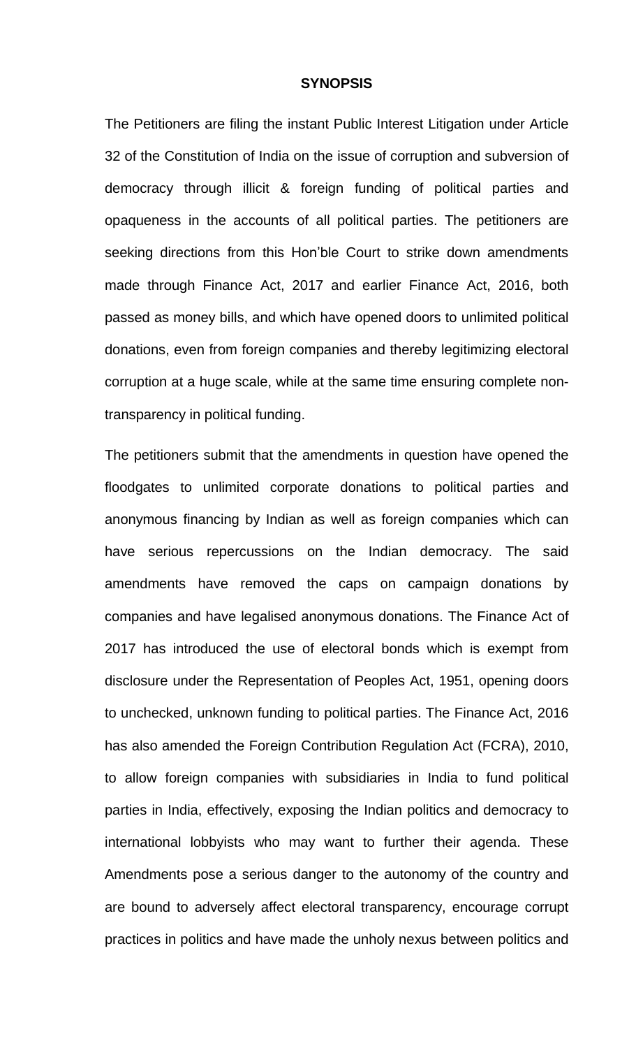## SYNOPSIS

The Petitioners are filing the instant Public Interest Litigation under Article 32 of the Constitution of India on the issue of corruption and subversion of democracy through illicit & foreign funding of political parties and opaqueness in the accounts of all political parties. The petitioners are seeking directions from this Hon'ble Court to strike down amendments made through Finance Act, 2017 and earlier Finance Act, 2016, both passed as money bills, and which have opened doors to unlimited political donations, even from foreign companies and thereby legitimizing electoral corruption at a huge scale, while at the same time ensuring complete non-transparency in political funding.

The petitioners submit that the amendments in question have opened the floodgates to unlimited corporate donations to political parties and anonymous financing by Indian as well as foreign companies which can have serious repercussions on the Indian democracy. The said amendments have removed the caps on campaign donations by companies and have legalised anonymous donations. The Finance Act of 2017 has introduced the use of electoral bonds which is exempt from disclosure under the Representation of Peoples Act, 1951, opening doors to unchecked, unknown funding to political parties. The Finance Act, 2016 has also amended the Foreign Contribution Regulation Act (FCRA), 2010, to allow foreign companies with subsidiaries in India to fund political parties in India, effectively, exposing the Indian politics and democracy to international lobbyists who may want to further their agenda. These Amendments pose a serious danger to the autonomy of the country and are bound to adversely affect electoral transparency, encourage corrupt practices in politics and have made the unholy nexus between politics and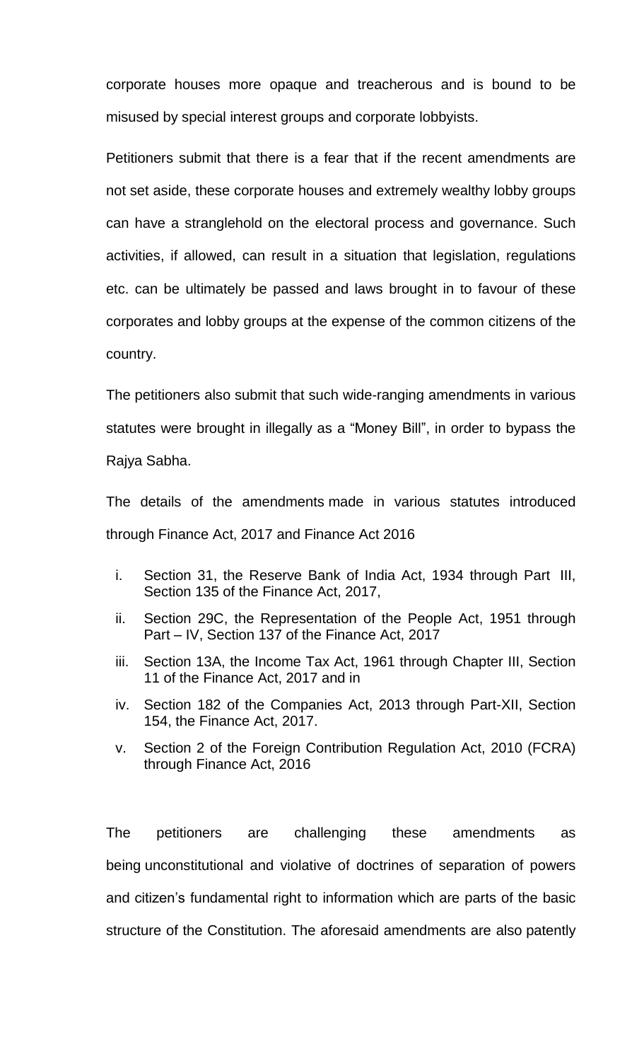corporate houses more opaque and treacherous and is bound to be misused by special interest groups and corporate lobbyists.

Petitioners submit that there is a fear that if the recent amendments are not set aside, these corporate houses and extremely wealthy lobby groups can have a stranglehold on the electoral process and governance. Such activities, if allowed, can result in a situation that legislation, regulations etc. can be ultimately be passed and laws brought in to favour of these corporates and lobby groups at the expense of the common citizens of the country.

The petitioners also submit that such wide-ranging amendments in various statutes were brought in illegally as a "Money Bill", in order to bypass the Rajya Sabha.

The details of the amendments made in various statutes introduced through Finance Act, 2017 and Finance Act 2016

i. Section 31, the Reserve Bank of India Act, 1934 through Part III, Section 135 of the Finance Act, 2017,
ii. Section 29C, the Representation of the People Act, 1951 through Part – IV, Section 137 of the Finance Act, 2017
iii. Section 13A, the Income Tax Act, 1961 through Chapter III, Section 11 of the Finance Act, 2017 and in
iv. Section 182 of the Companies Act, 2013 through Part-XII, Section 154, the Finance Act, 2017.
v. Section 2 of the Foreign Contribution Regulation Act, 2010 (FCRA) through Finance Act, 2016

The petitioners are challenging these amendments as being unconstitutional and violative of doctrines of separation of powers and citizen's fundamental right to information which are parts of the basic structure of the Constitution. The aforesaid amendments are also patently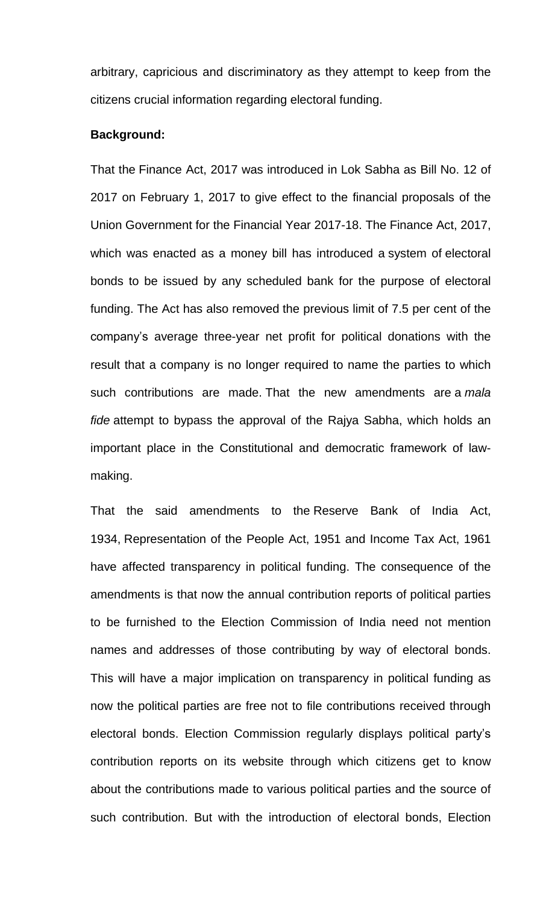arbitrary, capricious and discriminatory as they attempt to keep from the citizens crucial information regarding electoral funding.

**Background:**

That the Finance Act, 2017 was introduced in Lok Sabha as Bill No. 12 of 2017 on February 1, 2017 to give effect to the financial proposals of the Union Government for the Financial Year 2017-18. The Finance Act, 2017, which was enacted as a money bill has introduced a system of electoral bonds to be issued by any scheduled bank for the purpose of electoral funding. The Act has also removed the previous limit of 7.5 per cent of the company's average three-year net profit for political donations with the result that a company is no longer required to name the parties to which such contributions are made. That the new amendments are a *mala fide* attempt to bypass the approval of the Rajya Sabha, which holds an important place in the Constitutional and democratic framework of law-making.

That the said amendments to the Reserve Bank of India Act, 1934, Representation of the People Act, 1951 and Income Tax Act, 1961 have affected transparency in political funding. The consequence of the amendments is that now the annual contribution reports of political parties to be furnished to the Election Commission of India need not mention names and addresses of those contributing by way of electoral bonds. This will have a major implication on transparency in political funding as now the political parties are free not to file contributions received through electoral bonds. Election Commission regularly displays political party's contribution reports on its website through which citizens get to know about the contributions made to various political parties and the source of such contribution. But with the introduction of electoral bonds, Election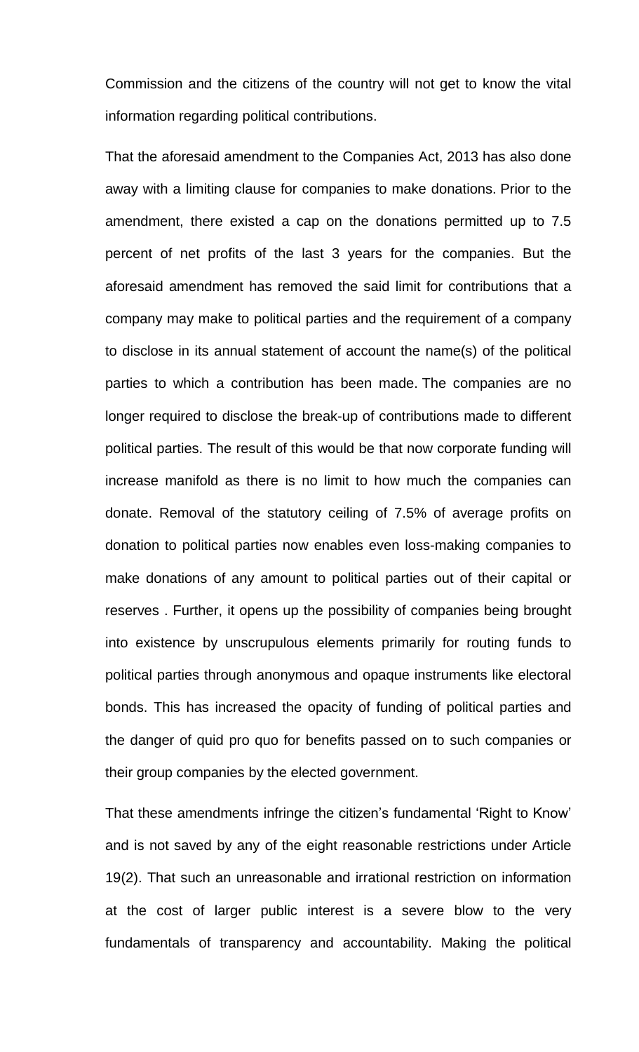Commission and the citizens of the country will not get to know the vital information regarding political contributions.

That the aforesaid amendment to the Companies Act, 2013 has also done away with a limiting clause for companies to make donations. Prior to the amendment, there existed a cap on the donations permitted up to 7.5 percent of net profits of the last 3 years for the companies. But the aforesaid amendment has removed the said limit for contributions that a company may make to political parties and the requirement of a company to disclose in its annual statement of account the name(s) of the political parties to which a contribution has been made. The companies are no longer required to disclose the break-up of contributions made to different political parties. The result of this would be that now corporate funding will increase manifold as there is no limit to how much the companies can donate. Removal of the statutory ceiling of 7.5% of average profits on donation to political parties now enables even loss-making companies to make donations of any amount to political parties out of their capital or reserves . Further, it opens up the possibility of companies being brought into existence by unscrupulous elements primarily for routing funds to political parties through anonymous and opaque instruments like electoral bonds. This has increased the opacity of funding of political parties and the danger of quid pro quo for benefits passed on to such companies or their group companies by the elected government.

That these amendments infringe the citizen's fundamental 'Right to Know' and is not saved by any of the eight reasonable restrictions under Article 19(2). That such an unreasonable and irrational restriction on information at the cost of larger public interest is a severe blow to the very fundamentals of transparency and accountability. Making the political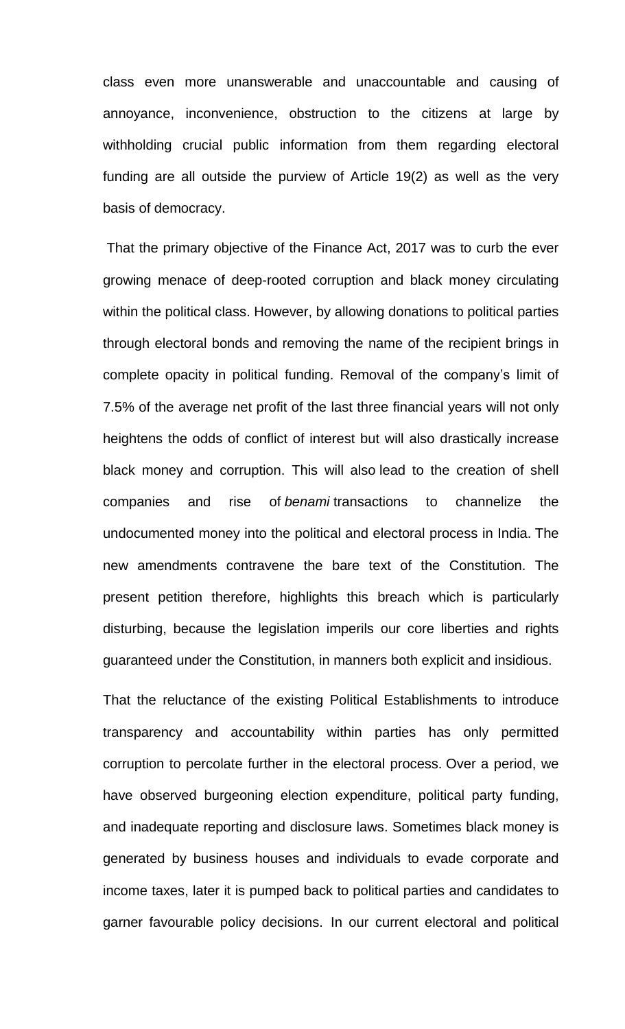class even more unanswerable and unaccountable and causing of annoyance, inconvenience, obstruction to the citizens at large by withholding crucial public information from them regarding electoral funding are all outside the purview of Article 19(2) as well as the very basis of democracy.

That the primary objective of the Finance Act, 2017 was to curb the ever growing menace of deep-rooted corruption and black money circulating within the political class. However, by allowing donations to political parties through electoral bonds and removing the name of the recipient brings in complete opacity in political funding. Removal of the company's limit of 7.5% of the average net profit of the last three financial years will not only heightens the odds of conflict of interest but will also drastically increase black money and corruption. This will also lead to the creation of shell companies and rise of *benami* transactions to channelize the undocumented money into the political and electoral process in India. The new amendments contravene the bare text of the Constitution. The present petition therefore, highlights this breach which is particularly disturbing, because the legislation imperils our core liberties and rights guaranteed under the Constitution, in manners both explicit and insidious.

That the reluctance of the existing Political Establishments to introduce transparency and accountability within parties has only permitted corruption to percolate further in the electoral process. Over a period, we have observed burgeoning election expenditure, political party funding, and inadequate reporting and disclosure laws. Sometimes black money is generated by business houses and individuals to evade corporate and income taxes, later it is pumped back to political parties and candidates to garner favourable policy decisions. In our current electoral and political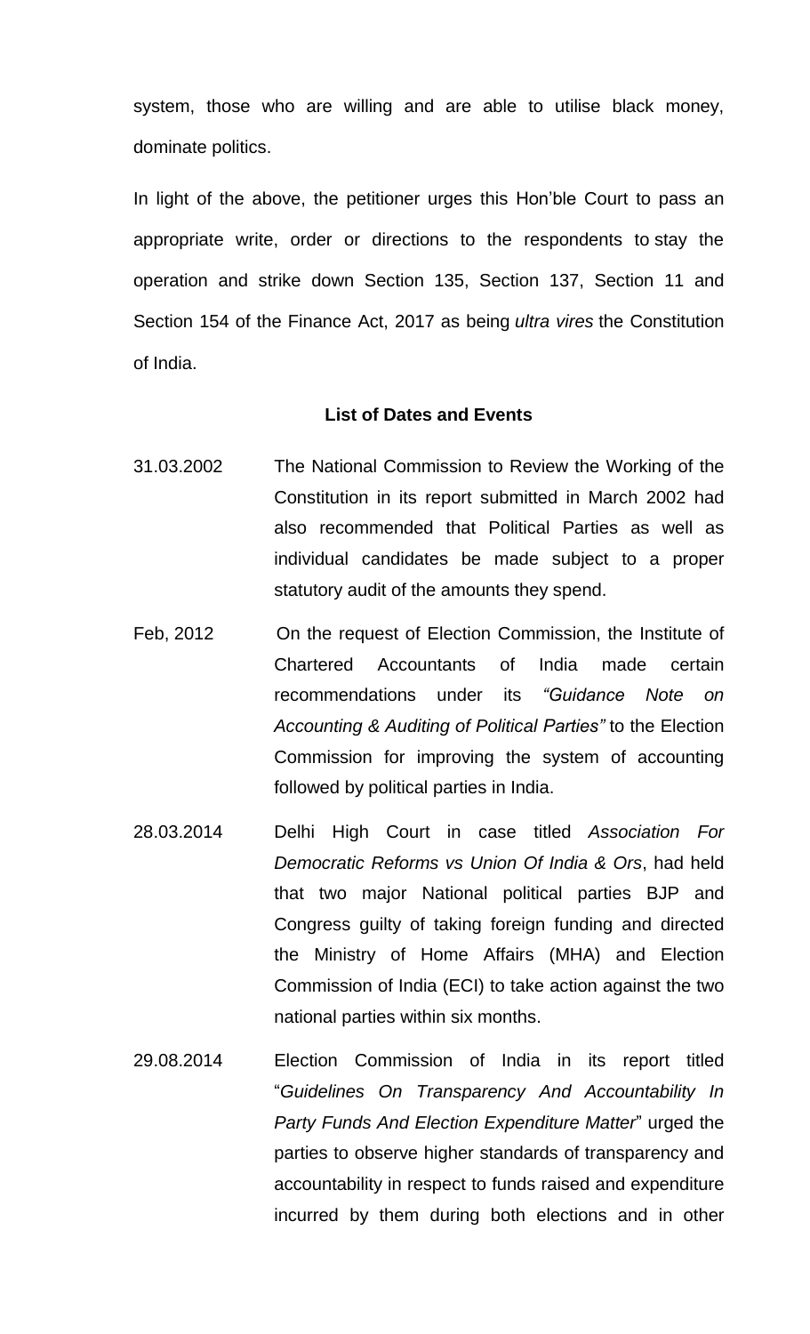system, those who are willing and are able to utilise black money, dominate politics.

In light of the above, the petitioner urges this Hon'ble Court to pass an appropriate write, order or directions to the respondents to stay the operation and strike down Section 135, Section 137, Section 11 and Section 154 of the Finance Act, 2017 as being *ultra vires* the Constitution of India.

**List of Dates and Events**

| | |
|---|---|
| 31.03.2002 | The National Commission to Review the Working of the Constitution in its report submitted in March 2002 had also recommended that Political Parties as well as individual candidates be made subject to a proper statutory audit of the amounts they spend. |
| Feb, 2012 | On the request of Election Commission, the Institute of Chartered Accountants of India made certain recommendations under its *"Guidance Note on Accounting & Auditing of Political Parties"* to the Election Commission for improving the system of accounting followed by political parties in India. |
| 28.03.2014 | Delhi High Court in case titled *Association For Democratic Reforms vs Union Of India & Ors*, had held that two major National political parties BJP and Congress guilty of taking foreign funding and directed the Ministry of Home Affairs (MHA) and Election Commission of India (ECI) to take action against the two national parties within six months. |
| 29.08.2014 | Election Commission of India in its report titled "*Guidelines On Transparency And Accountability In Party Funds And Election Expenditure Matter*" urged the parties to observe higher standards of transparency and accountability in respect to funds raised and expenditure incurred by them during both elections and in other |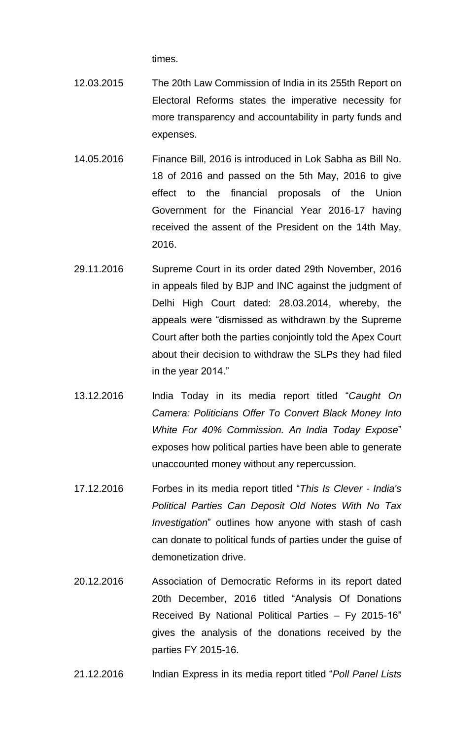times.

| | |
|---|---|
| 12.03.2015 | The 20th Law Commission of India in its 255th Report on Electoral Reforms states the imperative necessity for more transparency and accountability in party funds and expenses. |
| 14.05.2016 | Finance Bill, 2016 is introduced in Lok Sabha as Bill No. 18 of 2016 and passed on the 5th May, 2016 to give effect to the financial proposals of the Union Government for the Financial Year 2016-17 having received the assent of the President on the 14th May, 2016. |
| 29.11.2016 | Supreme Court in its order dated 29th November, 2016 in appeals filed by BJP and INC against the judgment of Delhi High Court dated: 28.03.2014, whereby, the appeals were "dismissed as withdrawn by the Supreme Court after both the parties conjointly told the Apex Court about their decision to withdraw the SLPs they had filed in the year 2014." |
| 13.12.2016 | India Today in its media report titled "*Caught On Camera: Politicians Offer To Convert Black Money Into White For 40% Commission. An India Today Expose*" exposes how political parties have been able to generate unaccounted money without any repercussion. |
| 17.12.2016 | Forbes in its media report titled "*This Is Clever - India's Political Parties Can Deposit Old Notes With No Tax Investigation*" outlines how anyone with stash of cash can donate to political funds of parties under the guise of demonetization drive. |
| 20.12.2016 | Association of Democratic Reforms in its report dated 20th December, 2016 titled "Analysis Of Donations Received By National Political Parties – Fy 2015-16" gives the analysis of the donations received by the parties FY 2015-16. |
| 21.12.2016 | Indian Express in its media report titled "*Poll Panel Lists* |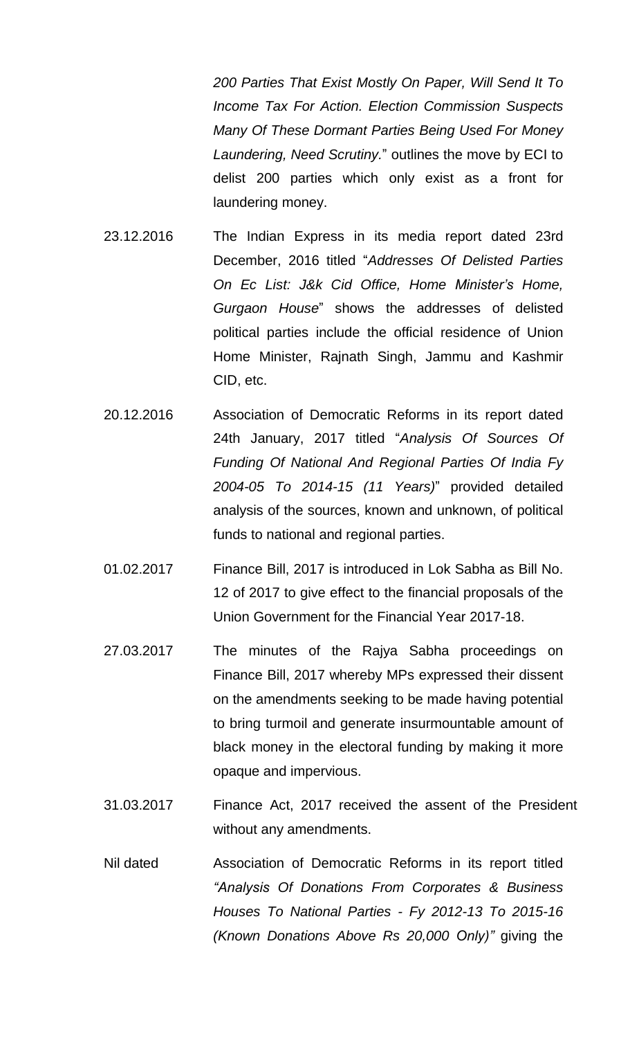*200 Parties That Exist Mostly On Paper, Will Send It To Income Tax For Action. Election Commission Suspects Many Of These Dormant Parties Being Used For Money Laundering, Need Scrutiny.*" outlines the move by ECI to delist 200 parties which only exist as a front for laundering money.

23.12.2016 The Indian Express in its media report dated 23rd December, 2016 titled "*Addresses Of Delisted Parties On Ec List: J&k Cid Office, Home Minister's Home, Gurgaon House*" shows the addresses of delisted political parties include the official residence of Union Home Minister, Rajnath Singh, Jammu and Kashmir CID, etc.

20.12.2016 Association of Democratic Reforms in its report dated 24th January, 2017 titled "*Analysis Of Sources Of Funding Of National And Regional Parties Of India Fy 2004-05 To 2014-15 (11 Years)*" provided detailed analysis of the sources, known and unknown, of political funds to national and regional parties.

01.02.2017 Finance Bill, 2017 is introduced in Lok Sabha as Bill No. 12 of 2017 to give effect to the financial proposals of the Union Government for the Financial Year 2017-18.

27.03.2017 The minutes of the Rajya Sabha proceedings on Finance Bill, 2017 whereby MPs expressed their dissent on the amendments seeking to be made having potential to bring turmoil and generate insurmountable amount of black money in the electoral funding by making it more opaque and impervious.

31.03.2017 Finance Act, 2017 received the assent of the President without any amendments.

Nil dated Association of Democratic Reforms in its report titled *"Analysis Of Donations From Corporates & Business Houses To National Parties - Fy 2012-13 To 2015-16 (Known Donations Above Rs 20,000 Only)"* giving the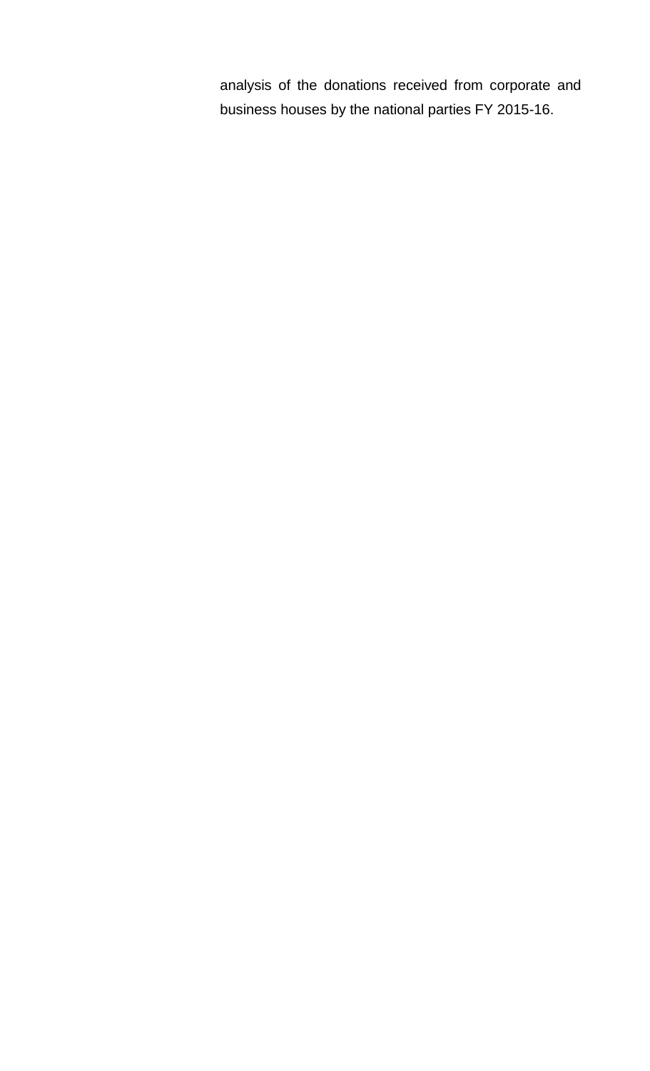analysis of the donations received from corporate and business houses by the national parties FY 2015-16.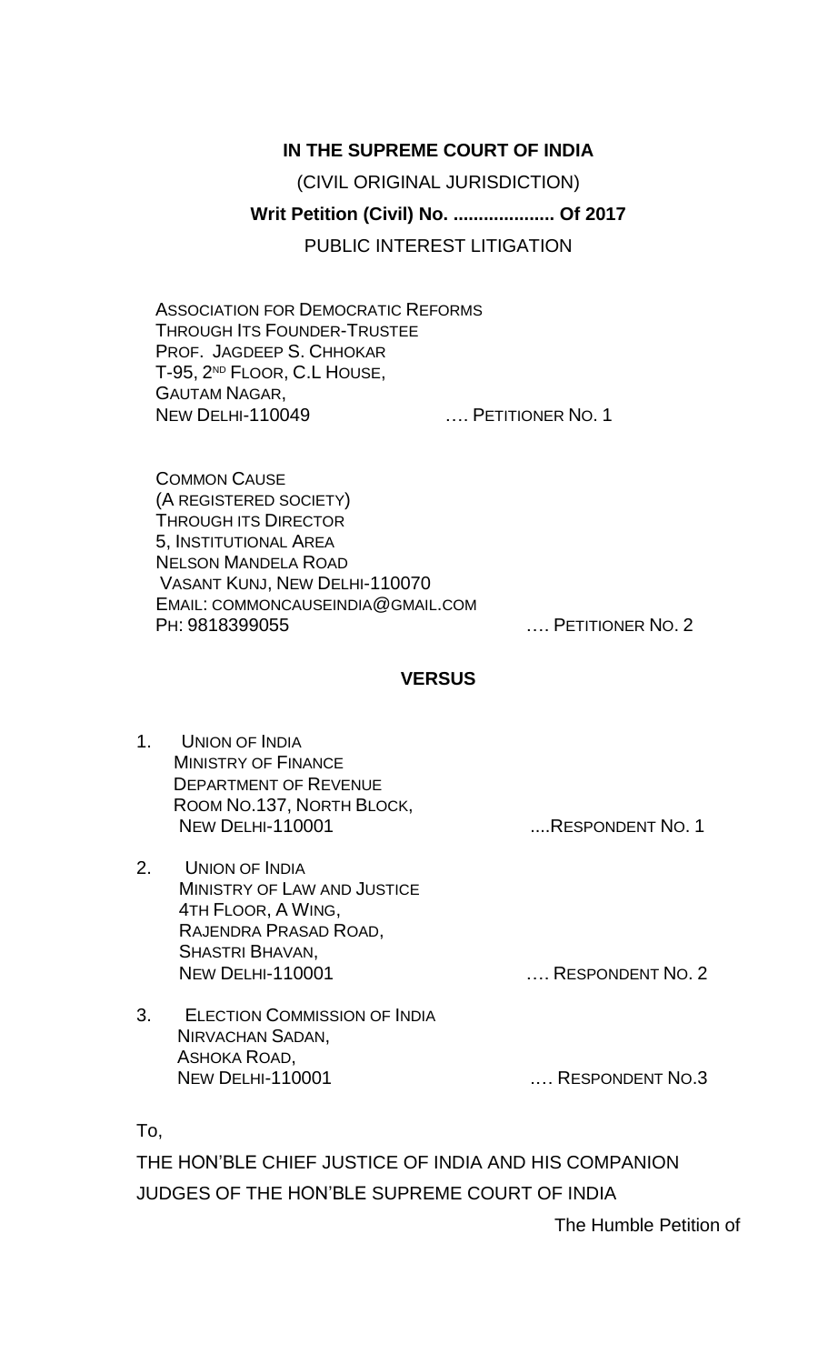**IN THE SUPREME COURT OF INDIA**

(CIVIL ORIGINAL JURISDICTION)

**Writ Petition (Civil) No. .................... Of 2017**

PUBLIC INTEREST LITIGATION

ASSOCIATION FOR DEMOCRATIC REFORMS
THROUGH ITS FOUNDER-TRUSTEE
PROF. JAGDEEP S. CHHOKAR
T-95, 2ND FLOOR, C.L HOUSE,
GAUTAM NAGAR,
NEW DELHI-110049 …. PETITIONER NO. 1

COMMON CAUSE
(A REGISTERED SOCIETY)
THROUGH ITS DIRECTOR
5, INSTITUTIONAL AREA
NELSON MANDELA ROAD
VASANT KUNJ, NEW DELHI-110070
EMAIL: COMMONCAUSEINDIA@GMAIL.COM
PH: 9818399055 …. PETITIONER NO. 2

**VERSUS**

1. UNION OF INDIA
   MINISTRY OF FINANCE
   DEPARTMENT OF REVENUE
   ROOM NO.137, NORTH BLOCK,
   NEW DELHI-110001 ....RESPONDENT NO. 1

2. UNION OF INDIA
   MINISTRY OF LAW AND JUSTICE
   4TH FLOOR, A WING,
   RAJENDRA PRASAD ROAD,
   SHASTRI BHAVAN,
   NEW DELHI-110001 …. RESPONDENT NO. 2

3. ELECTION COMMISSION OF INDIA
   NIRVACHAN SADAN,
   ASHOKA ROAD,
   NEW DELHI-110001 …. RESPONDENT NO.3

To,

THE HON'BLE CHIEF JUSTICE OF INDIA AND HIS COMPANION JUDGES OF THE HON'BLE SUPREME COURT OF INDIA

The Humble Petition of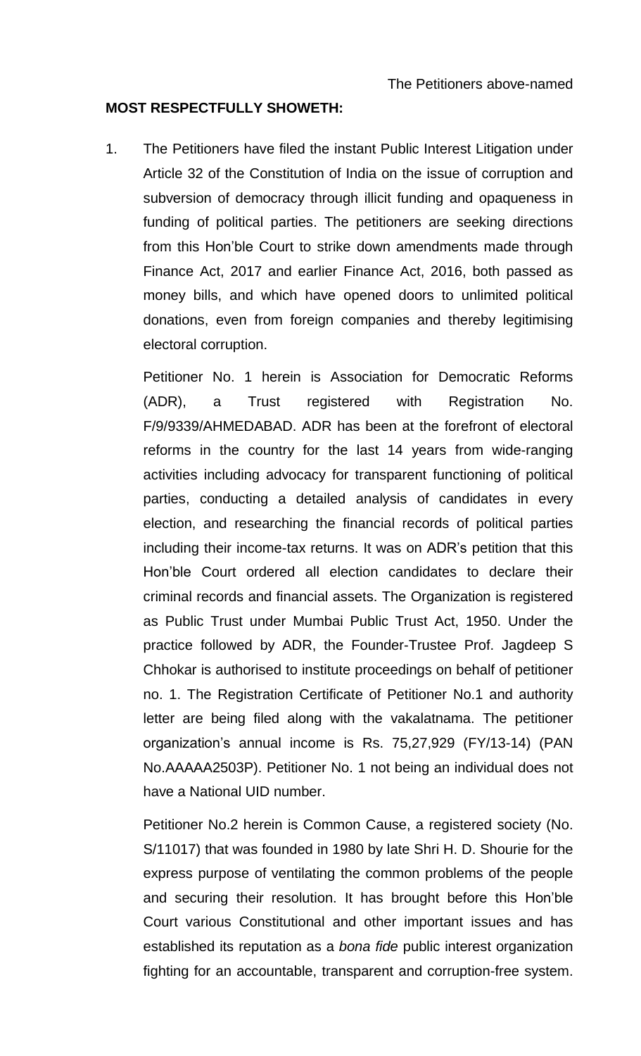The Petitioners above-named

**MOST RESPECTFULLY SHOWETH:**

1. The Petitioners have filed the instant Public Interest Litigation under Article 32 of the Constitution of India on the issue of corruption and subversion of democracy through illicit funding and opaqueness in funding of political parties. The petitioners are seeking directions from this Hon'ble Court to strike down amendments made through Finance Act, 2017 and earlier Finance Act, 2016, both passed as money bills, and which have opened doors to unlimited political donations, even from foreign companies and thereby legitimising electoral corruption.

   Petitioner No. 1 herein is Association for Democratic Reforms (ADR), a Trust registered with Registration No. F/9/9339/AHMEDABAD. ADR has been at the forefront of electoral reforms in the country for the last 14 years from wide-ranging activities including advocacy for transparent functioning of political parties, conducting a detailed analysis of candidates in every election, and researching the financial records of political parties including their income-tax returns. It was on ADR's petition that this Hon'ble Court ordered all election candidates to declare their criminal records and financial assets. The Organization is registered as Public Trust under Mumbai Public Trust Act, 1950. Under the practice followed by ADR, the Founder-Trustee Prof. Jagdeep S Chhokar is authorised to institute proceedings on behalf of petitioner no. 1. The Registration Certificate of Petitioner No.1 and authority letter are being filed along with the vakalatnama. The petitioner organization's annual income is Rs. 75,27,929 (FY/13-14) (PAN No.AAAAA2503P). Petitioner No. 1 not being an individual does not have a National UID number.

   Petitioner No.2 herein is Common Cause, a registered society (No. S/11017) that was founded in 1980 by late Shri H. D. Shourie for the express purpose of ventilating the common problems of the people and securing their resolution. It has brought before this Hon'ble Court various Constitutional and other important issues and has established its reputation as a *bona fide* public interest organization fighting for an accountable, transparent and corruption-free system.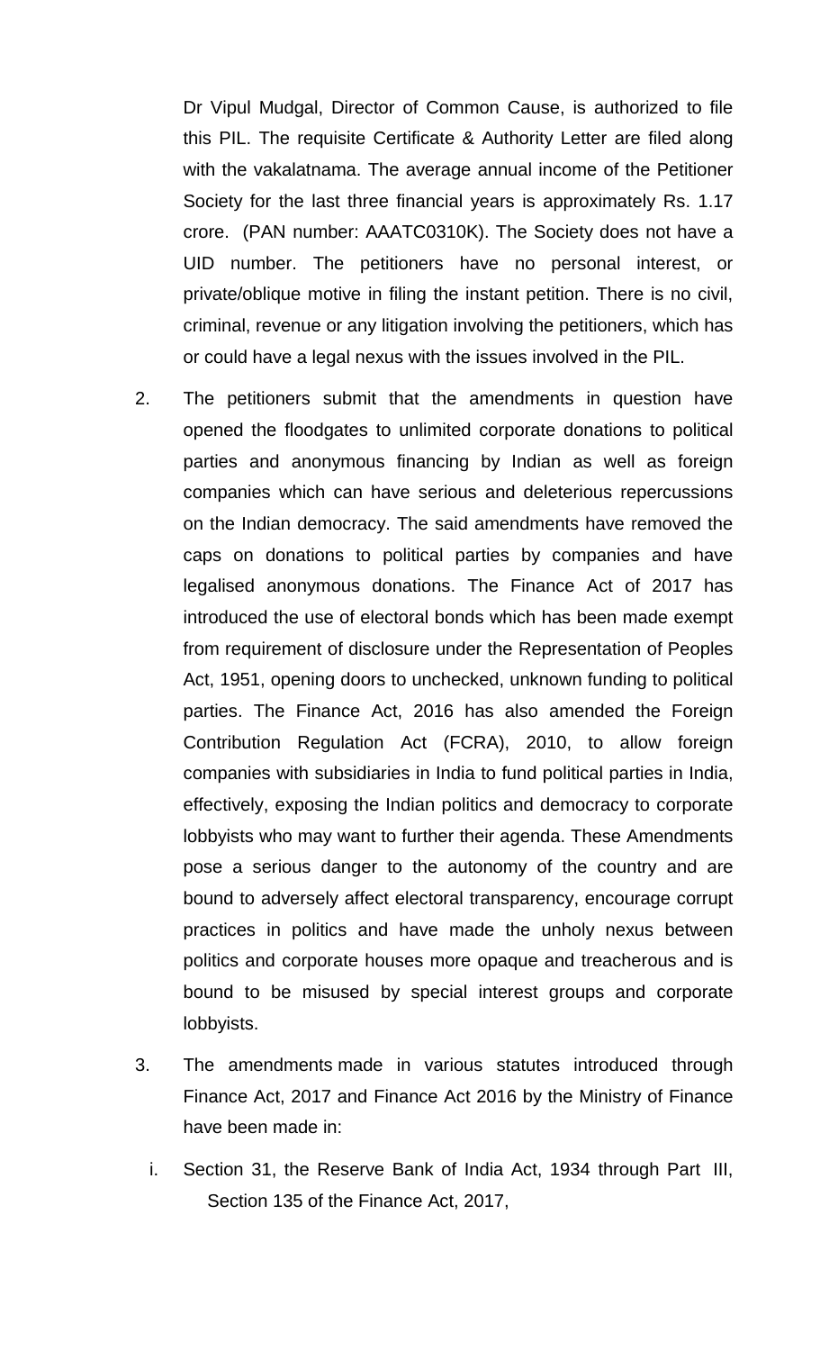Dr Vipul Mudgal, Director of Common Cause, is authorized to file this PIL. The requisite Certificate & Authority Letter are filed along with the vakalatnama. The average annual income of the Petitioner Society for the last three financial years is approximately Rs. 1.17 crore. (PAN number: AAATC0310K). The Society does not have a UID number. The petitioners have no personal interest, or private/oblique motive in filing the instant petition. There is no civil, criminal, revenue or any litigation involving the petitioners, which has or could have a legal nexus with the issues involved in the PIL.

2. The petitioners submit that the amendments in question have opened the floodgates to unlimited corporate donations to political parties and anonymous financing by Indian as well as foreign companies which can have serious and deleterious repercussions on the Indian democracy. The said amendments have removed the caps on donations to political parties by companies and have legalised anonymous donations. The Finance Act of 2017 has introduced the use of electoral bonds which has been made exempt from requirement of disclosure under the Representation of Peoples Act, 1951, opening doors to unchecked, unknown funding to political parties. The Finance Act, 2016 has also amended the Foreign Contribution Regulation Act (FCRA), 2010, to allow foreign companies with subsidiaries in India to fund political parties in India, effectively, exposing the Indian politics and democracy to corporate lobbyists who may want to further their agenda. These Amendments pose a serious danger to the autonomy of the country and are bound to adversely affect electoral transparency, encourage corrupt practices in politics and have made the unholy nexus between politics and corporate houses more opaque and treacherous and is bound to be misused by special interest groups and corporate lobbyists.

3. The amendments made in various statutes introduced through Finance Act, 2017 and Finance Act 2016 by the Ministry of Finance have been made in:

   i. Section 31, the Reserve Bank of India Act, 1934 through Part III, Section 135 of the Finance Act, 2017,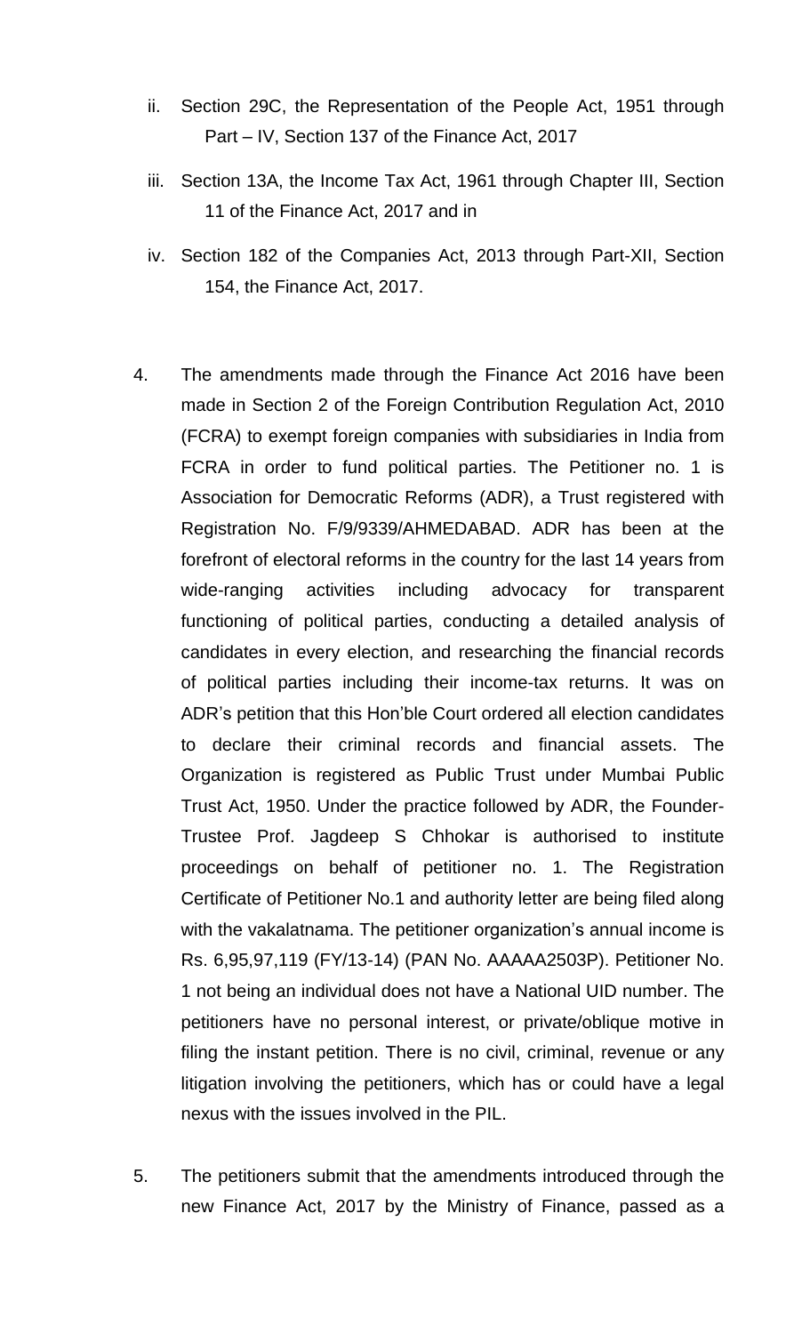ii. Section 29C, the Representation of the People Act, 1951 through Part – IV, Section 137 of the Finance Act, 2017

iii. Section 13A, the Income Tax Act, 1961 through Chapter III, Section 11 of the Finance Act, 2017 and in

iv. Section 182 of the Companies Act, 2013 through Part-XII, Section 154, the Finance Act, 2017.

4. The amendments made through the Finance Act 2016 have been made in Section 2 of the Foreign Contribution Regulation Act, 2010 (FCRA) to exempt foreign companies with subsidiaries in India from FCRA in order to fund political parties. The Petitioner no. 1 is Association for Democratic Reforms (ADR), a Trust registered with Registration No. F/9/9339/AHMEDABAD. ADR has been at the forefront of electoral reforms in the country for the last 14 years from wide-ranging activities including advocacy for transparent functioning of political parties, conducting a detailed analysis of candidates in every election, and researching the financial records of political parties including their income-tax returns. It was on ADR's petition that this Hon'ble Court ordered all election candidates to declare their criminal records and financial assets. The Organization is registered as Public Trust under Mumbai Public Trust Act, 1950. Under the practice followed by ADR, the Founder-Trustee Prof. Jagdeep S Chhokar is authorised to institute proceedings on behalf of petitioner no. 1. The Registration Certificate of Petitioner No.1 and authority letter are being filed along with the vakalatnama. The petitioner organization's annual income is Rs. 6,95,97,119 (FY/13-14) (PAN No. AAAAA2503P). Petitioner No. 1 not being an individual does not have a National UID number. The petitioners have no personal interest, or private/oblique motive in filing the instant petition. There is no civil, criminal, revenue or any litigation involving the petitioners, which has or could have a legal nexus with the issues involved in the PIL.

5. The petitioners submit that the amendments introduced through the new Finance Act, 2017 by the Ministry of Finance, passed as a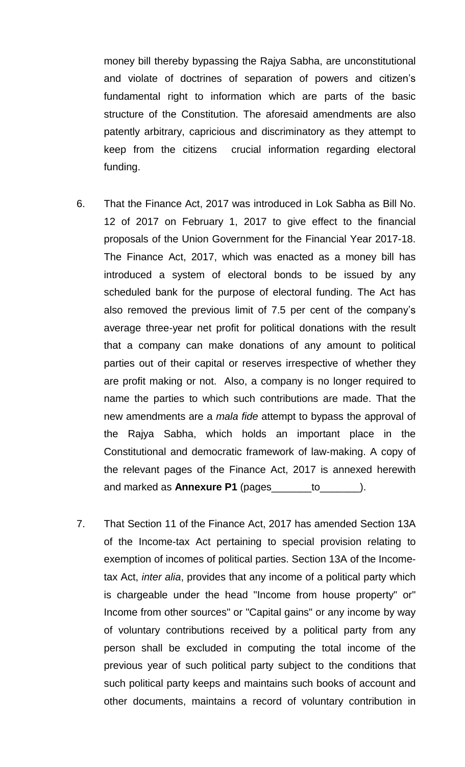money bill thereby bypassing the Rajya Sabha, are unconstitutional and violate of doctrines of separation of powers and citizen's fundamental right to information which are parts of the basic structure of the Constitution. The aforesaid amendments are also patently arbitrary, capricious and discriminatory as they attempt to keep from the citizens crucial information regarding electoral funding.

6. That the Finance Act, 2017 was introduced in Lok Sabha as Bill No. 12 of 2017 on February 1, 2017 to give effect to the financial proposals of the Union Government for the Financial Year 2017-18. The Finance Act, 2017, which was enacted as a money bill has introduced a system of electoral bonds to be issued by any scheduled bank for the purpose of electoral funding. The Act has also removed the previous limit of 7.5 per cent of the company's average three-year net profit for political donations with the result that a company can make donations of any amount to political parties out of their capital or reserves irrespective of whether they are profit making or not. Also, a company is no longer required to name the parties to which such contributions are made. That the new amendments are a *mala fide* attempt to bypass the approval of the Rajya Sabha, which holds an important place in the Constitutional and democratic framework of law-making. A copy of the relevant pages of the Finance Act, 2017 is annexed herewith and marked as **Annexure P1** (pages_______to_______).

7. That Section 11 of the Finance Act, 2017 has amended Section 13A of the Income-tax Act pertaining to special provision relating to exemption of incomes of political parties. Section 13A of the Income-tax Act, *inter alia*, provides that any income of a political party which is chargeable under the head "Income from house property" or" Income from other sources" or "Capital gains" or any income by way of voluntary contributions received by a political party from any person shall be excluded in computing the total income of the previous year of such political party subject to the conditions that such political party keeps and maintains such books of account and other documents, maintains a record of voluntary contribution in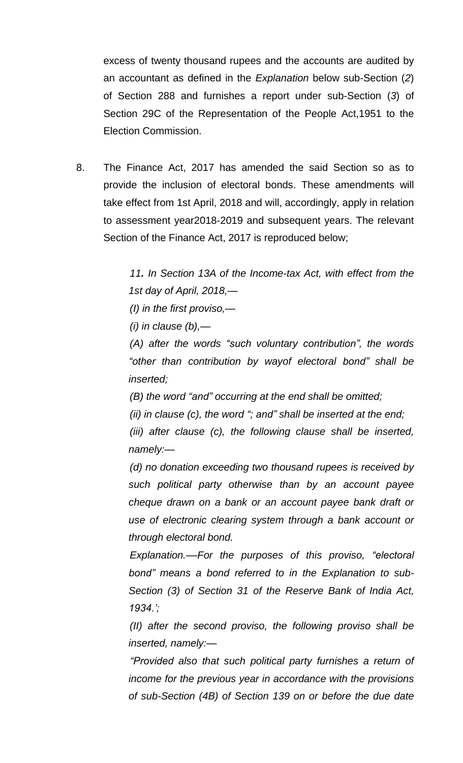excess of twenty thousand rupees and the accounts are audited by an accountant as defined in the *Explanation* below sub-Section (*2*) of Section 288 and furnishes a report under sub-Section (*3*) of Section 29C of the Representation of the People Act,1951 to the Election Commission.

8. The Finance Act, 2017 has amended the said Section so as to provide the inclusion of electoral bonds. These amendments will take effect from 1st April, 2018 and will, accordingly, apply in relation to assessment year2018-2019 and subsequent years. The relevant Section of the Finance Act, 2017 is reproduced below;

> *11. In Section 13A of the Income-tax Act, with effect from the 1st day of April, 2018,—*
>
> *(I) in the first proviso,—*
>
> *(i) in clause (b),—*
>
> *(A) after the words "such voluntary contribution", the words "other than contribution by wayof electoral bond" shall be inserted;*
>
> *(B) the word "and" occurring at the end shall be omitted;*
>
> *(ii) in clause (c), the word "; and" shall be inserted at the end;*
>
> *(iii) after clause (c), the following clause shall be inserted, namely:—*
>
> *(d) no donation exceeding two thousand rupees is received by such political party otherwise than by an account payee cheque drawn on a bank or an account payee bank draft or use of electronic clearing system through a bank account or through electoral bond.*
>
> *Explanation.—For the purposes of this proviso, "electoral bond" means a bond referred to in the Explanation to sub-Section (3) of Section 31 of the Reserve Bank of India Act, 1934.';*
>
> *(II) after the second proviso, the following proviso shall be inserted, namely:—*
>
> *"Provided also that such political party furnishes a return of income for the previous year in accordance with the provisions of sub-Section (4B) of Section 139 on or before the due date*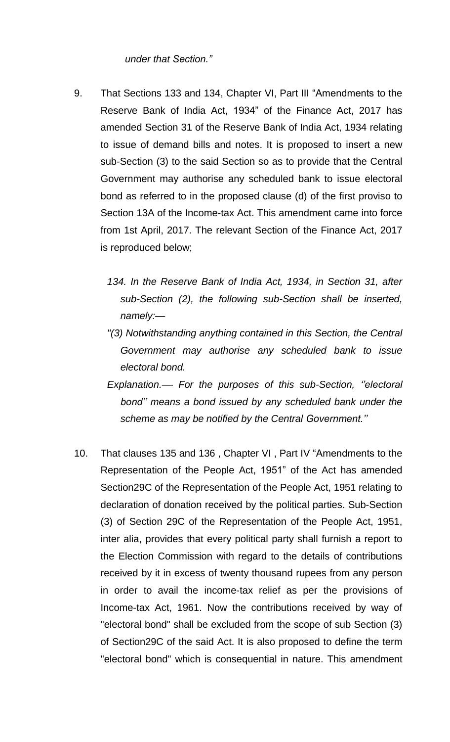*under that Section."*

9. That Sections 133 and 134, Chapter VI, Part III "Amendments to the Reserve Bank of India Act, 1934" of the Finance Act, 2017 has amended Section 31 of the Reserve Bank of India Act, 1934 relating to issue of demand bills and notes. It is proposed to insert a new sub-Section (3) to the said Section so as to provide that the Central Government may authorise any scheduled bank to issue electoral bond as referred to in the proposed clause (d) of the first proviso to Section 13A of the Income-tax Act. This amendment came into force from 1st April, 2017. The relevant Section of the Finance Act, 2017 is reproduced below;

   *134. In the Reserve Bank of India Act, 1934, in Section 31, after sub-Section (2), the following sub-Section shall be inserted, namely:—*

   *"(3) Notwithstanding anything contained in this Section, the Central Government may authorise any scheduled bank to issue electoral bond.*

   *Explanation.— For the purposes of this sub-Section, ''electoral bond'' means a bond issued by any scheduled bank under the scheme as may be notified by the Central Government.''*

10. That clauses 135 and 136 , Chapter VI , Part IV "Amendments to the Representation of the People Act, 1951" of the Act has amended Section29C of the Representation of the People Act, 1951 relating to declaration of donation received by the political parties. Sub-Section (3) of Section 29C of the Representation of the People Act, 1951, inter alia, provides that every political party shall furnish a report to the Election Commission with regard to the details of contributions received by it in excess of twenty thousand rupees from any person in order to avail the income-tax relief as per the provisions of Income-tax Act, 1961. Now the contributions received by way of "electoral bond" shall be excluded from the scope of sub Section (3) of Section29C of the said Act. It is also proposed to define the term "electoral bond" which is consequential in nature. This amendment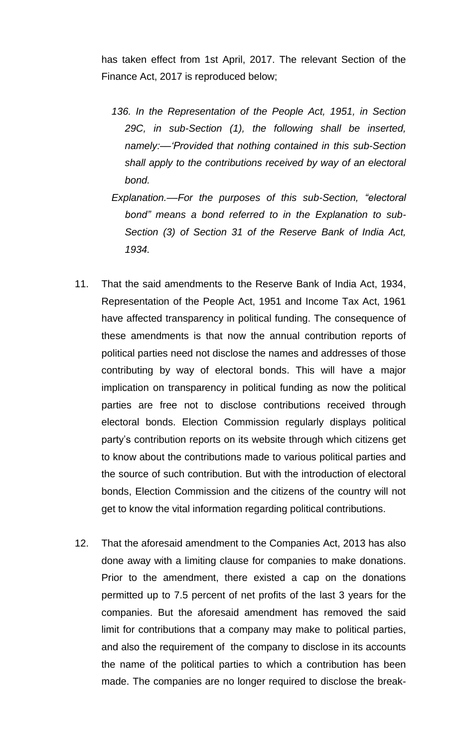has taken effect from 1st April, 2017. The relevant Section of the Finance Act, 2017 is reproduced below;

> *136. In the Representation of the People Act, 1951, in Section 29C, in sub-Section (1), the following shall be inserted, namely:—'Provided that nothing contained in this sub-Section shall apply to the contributions received by way of an electoral bond.*
>
> *Explanation.—For the purposes of this sub-Section, "electoral bond" means a bond referred to in the Explanation to sub-Section (3) of Section 31 of the Reserve Bank of India Act, 1934.*

11. That the said amendments to the Reserve Bank of India Act, 1934, Representation of the People Act, 1951 and Income Tax Act, 1961 have affected transparency in political funding. The consequence of these amendments is that now the annual contribution reports of political parties need not disclose the names and addresses of those contributing by way of electoral bonds. This will have a major implication on transparency in political funding as now the political parties are free not to disclose contributions received through electoral bonds. Election Commission regularly displays political party's contribution reports on its website through which citizens get to know about the contributions made to various political parties and the source of such contribution. But with the introduction of electoral bonds, Election Commission and the citizens of the country will not get to know the vital information regarding political contributions.

12. That the aforesaid amendment to the Companies Act, 2013 has also done away with a limiting clause for companies to make donations. Prior to the amendment, there existed a cap on the donations permitted up to 7.5 percent of net profits of the last 3 years for the companies. But the aforesaid amendment has removed the said limit for contributions that a company may make to political parties, and also the requirement of the company to disclose in its accounts the name of the political parties to which a contribution has been made. The companies are no longer required to disclose the break-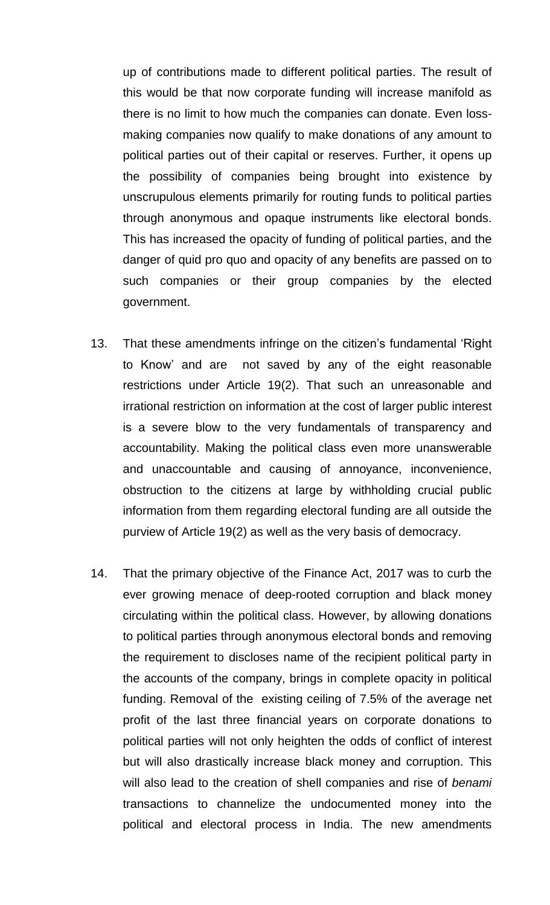up of contributions made to different political parties. The result of this would be that now corporate funding will increase manifold as there is no limit to how much the companies can donate. Even loss-making companies now qualify to make donations of any amount to political parties out of their capital or reserves. Further, it opens up the possibility of companies being brought into existence by unscrupulous elements primarily for routing funds to political parties through anonymous and opaque instruments like electoral bonds. This has increased the opacity of funding of political parties, and the danger of quid pro quo and opacity of any benefits are passed on to such companies or their group companies by the elected government.

13. That these amendments infringe on the citizen's fundamental 'Right to Know' and are not saved by any of the eight reasonable restrictions under Article 19(2). That such an unreasonable and irrational restriction on information at the cost of larger public interest is a severe blow to the very fundamentals of transparency and accountability. Making the political class even more unanswerable and unaccountable and causing of annoyance, inconvenience, obstruction to the citizens at large by withholding crucial public information from them regarding electoral funding are all outside the purview of Article 19(2) as well as the very basis of democracy.

14. That the primary objective of the Finance Act, 2017 was to curb the ever growing menace of deep-rooted corruption and black money circulating within the political class. However, by allowing donations to political parties through anonymous electoral bonds and removing the requirement to discloses name of the recipient political party in the accounts of the company, brings in complete opacity in political funding. Removal of the existing ceiling of 7.5% of the average net profit of the last three financial years on corporate donations to political parties will not only heighten the odds of conflict of interest but will also drastically increase black money and corruption. This will also lead to the creation of shell companies and rise of *benami* transactions to channelize the undocumented money into the political and electoral process in India. The new amendments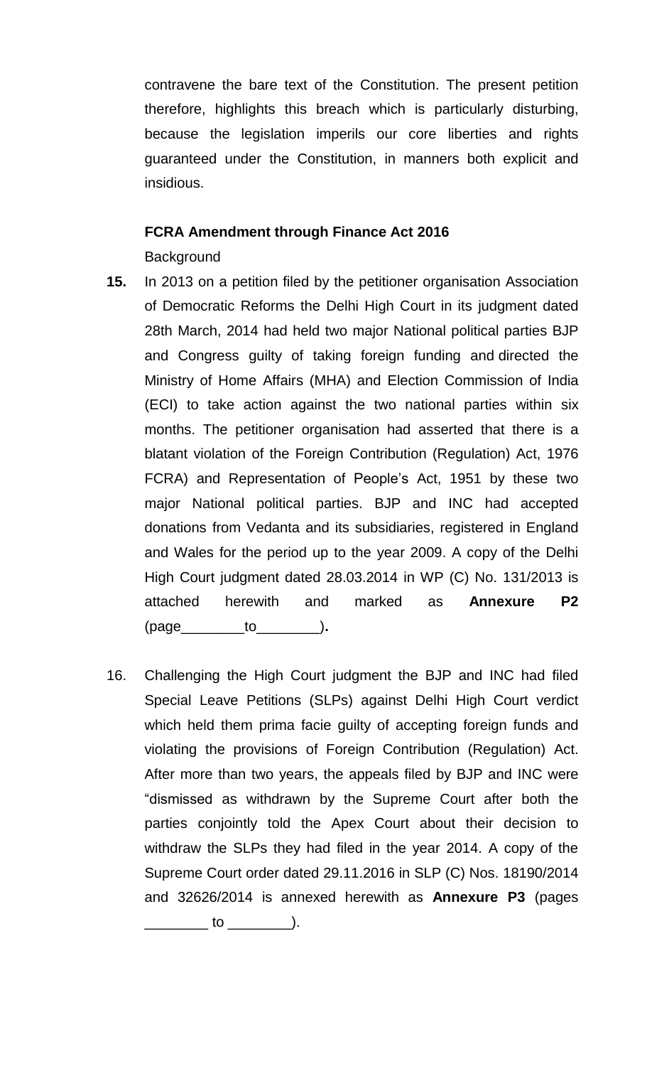contravene the bare text of the Constitution. The present petition therefore, highlights this breach which is particularly disturbing, because the legislation imperils our core liberties and rights guaranteed under the Constitution, in manners both explicit and insidious.

**FCRA Amendment through Finance Act 2016**

Background

**15.** In 2013 on a petition filed by the petitioner organisation Association of Democratic Reforms the Delhi High Court in its judgment dated 28th March, 2014 had held two major National political parties BJP and Congress guilty of taking foreign funding and directed the Ministry of Home Affairs (MHA) and Election Commission of India (ECI) to take action against the two national parties within six months. The petitioner organisation had asserted that there is a blatant violation of the Foreign Contribution (Regulation) Act, 1976 FCRA) and Representation of People's Act, 1951 by these two major National political parties. BJP and INC had accepted donations from Vedanta and its subsidiaries, registered in England and Wales for the period up to the year 2009. A copy of the Delhi High Court judgment dated 28.03.2014 in WP (C) No. 131/2013 is attached herewith and marked as **Annexure P2** (page________to________)**.**

16. Challenging the High Court judgment the BJP and INC had filed Special Leave Petitions (SLPs) against Delhi High Court verdict which held them prima facie guilty of accepting foreign funds and violating the provisions of Foreign Contribution (Regulation) Act. After more than two years, the appeals filed by BJP and INC were "dismissed as withdrawn by the Supreme Court after both the parties conjointly told the Apex Court about their decision to withdraw the SLPs they had filed in the year 2014. A copy of the Supreme Court order dated 29.11.2016 in SLP (C) Nos. 18190/2014 and 32626/2014 is annexed herewith as **Annexure P3** (pages ________ to ________).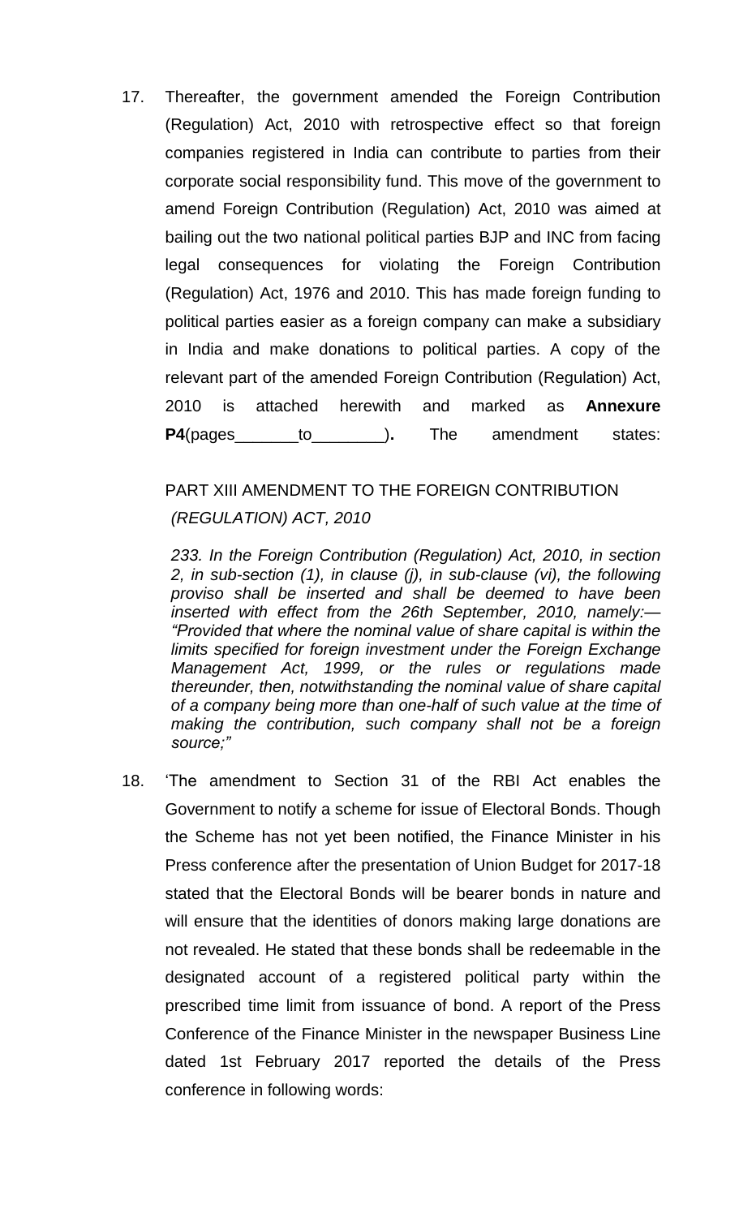17. Thereafter, the government amended the Foreign Contribution (Regulation) Act, 2010 with retrospective effect so that foreign companies registered in India can contribute to parties from their corporate social responsibility fund. This move of the government to amend Foreign Contribution (Regulation) Act, 2010 was aimed at bailing out the two national political parties BJP and INC from facing legal consequences for violating the Foreign Contribution (Regulation) Act, 1976 and 2010. This has made foreign funding to political parties easier as a foreign company can make a subsidiary in India and make donations to political parties. A copy of the relevant part of the amended Foreign Contribution (Regulation) Act, 2010 is attached herewith and marked as **Annexure P4**(pages_______to________)**.** The amendment states:

   PART XIII AMENDMENT TO THE FOREIGN CONTRIBUTION *(REGULATION) ACT, 2010*

   > *233. In the Foreign Contribution (Regulation) Act, 2010, in section 2, in sub-section (1), in clause (j), in sub-clause (vi), the following proviso shall be inserted and shall be deemed to have been inserted with effect from the 26th September, 2010, namely:— "Provided that where the nominal value of share capital is within the limits specified for foreign investment under the Foreign Exchange Management Act, 1999, or the rules or regulations made thereunder, then, notwithstanding the nominal value of share capital of a company being more than one-half of such value at the time of making the contribution, such company shall not be a foreign source;"*

18. 'The amendment to Section 31 of the RBI Act enables the Government to notify a scheme for issue of Electoral Bonds. Though the Scheme has not yet been notified, the Finance Minister in his Press conference after the presentation of Union Budget for 2017-18 stated that the Electoral Bonds will be bearer bonds in nature and will ensure that the identities of donors making large donations are not revealed. He stated that these bonds shall be redeemable in the designated account of a registered political party within the prescribed time limit from issuance of bond. A report of the Press Conference of the Finance Minister in the newspaper Business Line dated 1st February 2017 reported the details of the Press conference in following words: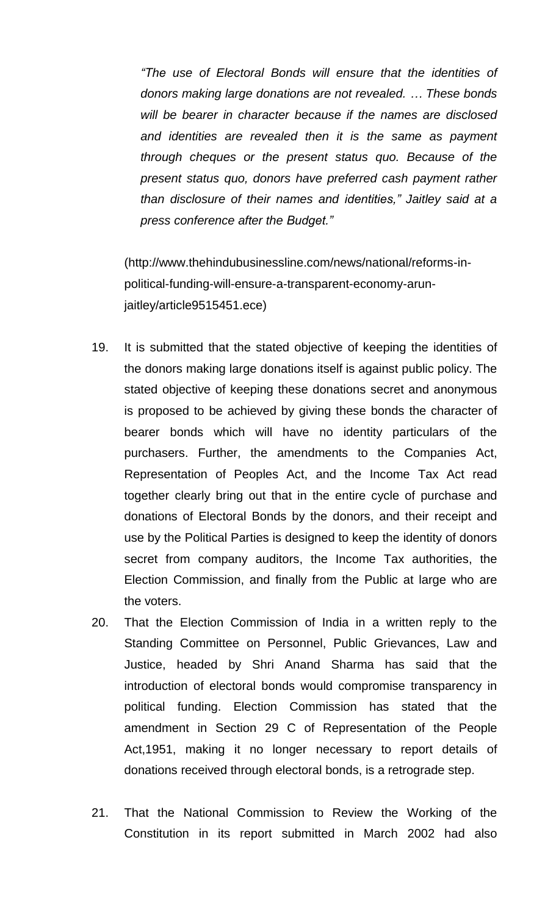> *"The use of Electoral Bonds will ensure that the identities of donors making large donations are not revealed. … These bonds will be bearer in character because if the names are disclosed and identities are revealed then it is the same as payment through cheques or the present status quo. Because of the present status quo, donors have preferred cash payment rather than disclosure of their names and identities," Jaitley said at a press conference after the Budget."*

(http://www.thehindubusinessline.com/news/national/reforms-in-political-funding-will-ensure-a-transparent-economy-arun-jaitley/article9515451.ece)

19. It is submitted that the stated objective of keeping the identities of the donors making large donations itself is against public policy. The stated objective of keeping these donations secret and anonymous is proposed to be achieved by giving these bonds the character of bearer bonds which will have no identity particulars of the purchasers. Further, the amendments to the Companies Act, Representation of Peoples Act, and the Income Tax Act read together clearly bring out that in the entire cycle of purchase and donations of Electoral Bonds by the donors, and their receipt and use by the Political Parties is designed to keep the identity of donors secret from company auditors, the Income Tax authorities, the Election Commission, and finally from the Public at large who are the voters.

20. That the Election Commission of India in a written reply to the Standing Committee on Personnel, Public Grievances, Law and Justice, headed by Shri Anand Sharma has said that the introduction of electoral bonds would compromise transparency in political funding. Election Commission has stated that the amendment in Section 29 C of Representation of the People Act,1951, making it no longer necessary to report details of donations received through electoral bonds, is a retrograde step.

21. That the National Commission to Review the Working of the Constitution in its report submitted in March 2002 had also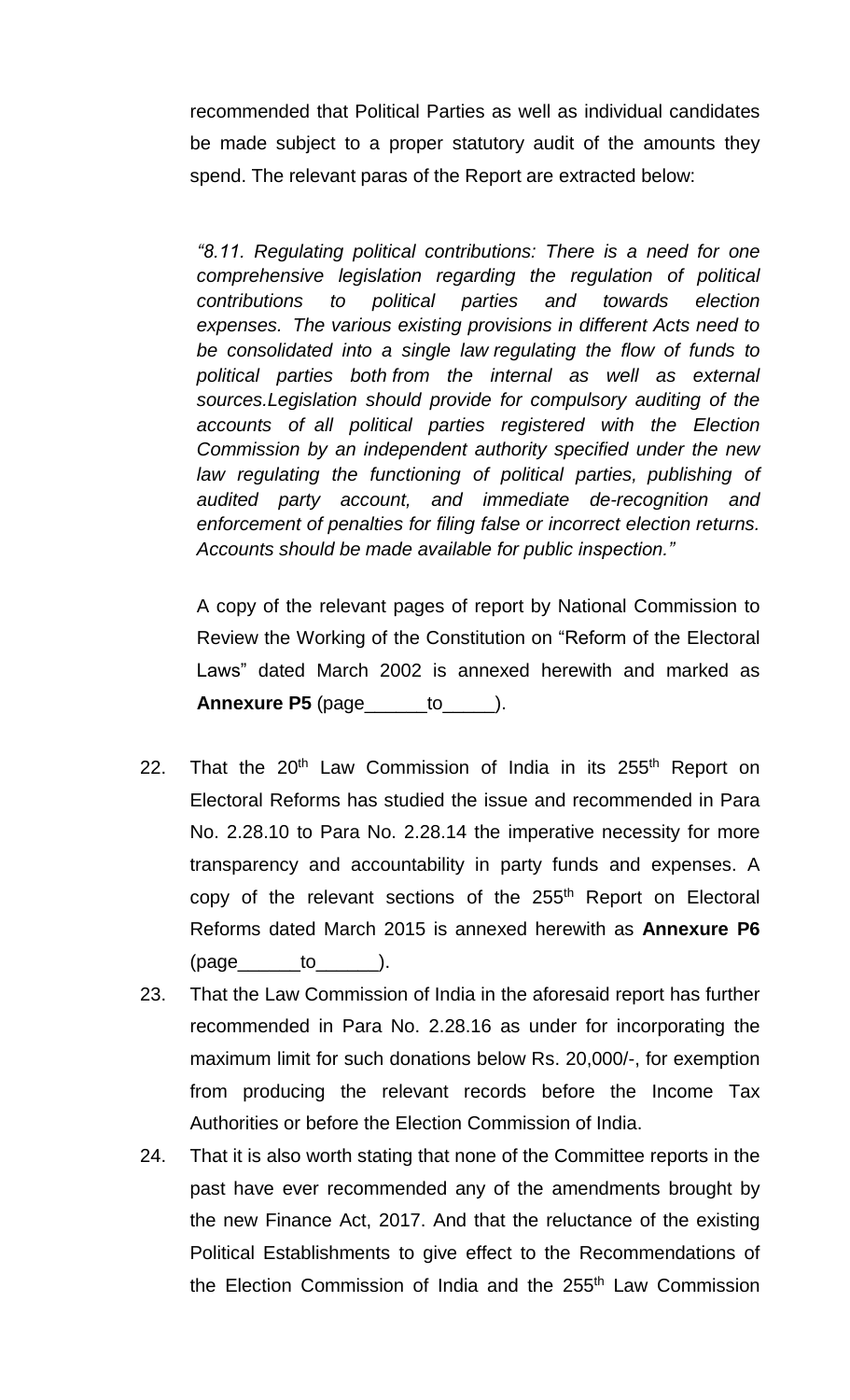recommended that Political Parties as well as individual candidates be made subject to a proper statutory audit of the amounts they spend. The relevant paras of the Report are extracted below:

*"8.11. Regulating political contributions: There is a need for one comprehensive legislation regarding the regulation of political contributions to political parties and towards election expenses. The various existing provisions in different Acts need to be consolidated into a single law regulating the flow of funds to political parties both from the internal as well as external sources.Legislation should provide for compulsory auditing of the accounts of all political parties registered with the Election Commission by an independent authority specified under the new law regulating the functioning of political parties, publishing of audited party account, and immediate de-recognition and enforcement of penalties for filing false or incorrect election returns. Accounts should be made available for public inspection."*

A copy of the relevant pages of report by National Commission to Review the Working of the Constitution on "Reform of the Electoral Laws" dated March 2002 is annexed herewith and marked as **Annexure P5** (page______to_____).

22. That the 20th Law Commission of India in its 255th Report on Electoral Reforms has studied the issue and recommended in Para No. 2.28.10 to Para No. 2.28.14 the imperative necessity for more transparency and accountability in party funds and expenses. A copy of the relevant sections of the 255th Report on Electoral Reforms dated March 2015 is annexed herewith as **Annexure P6** (page______to______).
23. That the Law Commission of India in the aforesaid report has further recommended in Para No. 2.28.16 as under for incorporating the maximum limit for such donations below Rs. 20,000/-, for exemption from producing the relevant records before the Income Tax Authorities or before the Election Commission of India.
24. That it is also worth stating that none of the Committee reports in the past have ever recommended any of the amendments brought by the new Finance Act, 2017. And that the reluctance of the existing Political Establishments to give effect to the Recommendations of the Election Commission of India and the 255th Law Commission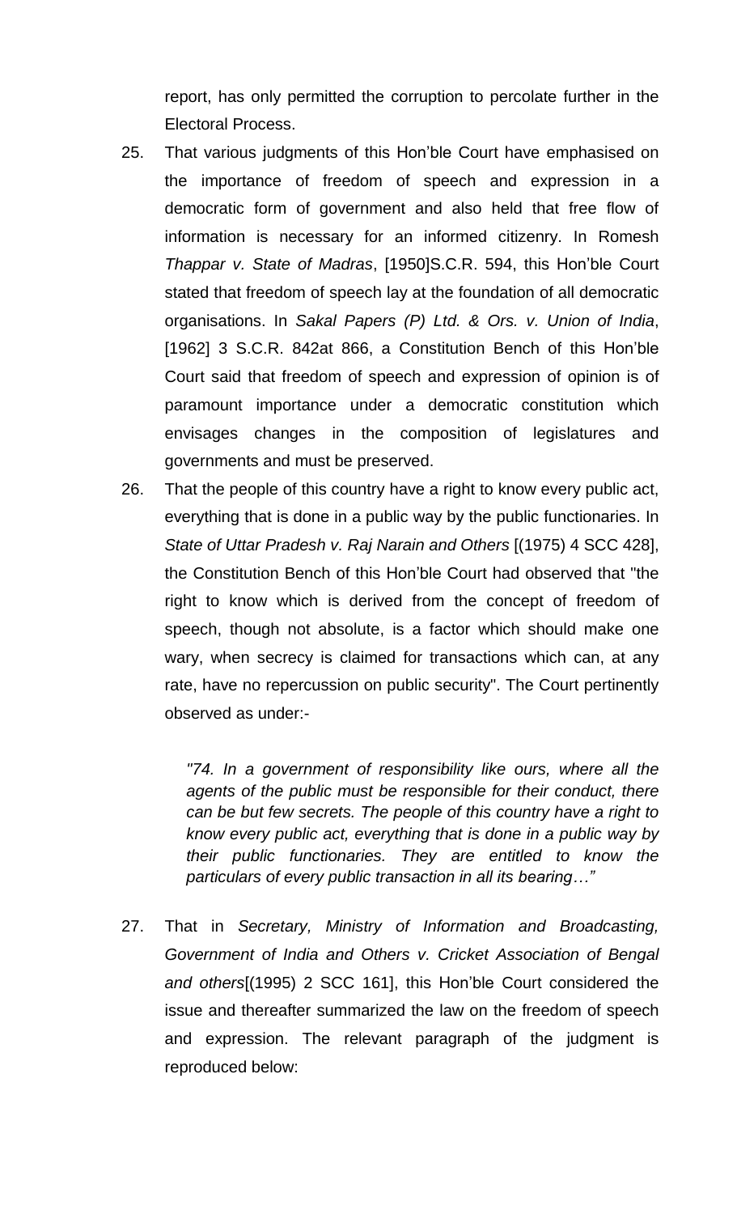report, has only permitted the corruption to percolate further in the Electoral Process.

25. That various judgments of this Hon'ble Court have emphasised on the importance of freedom of speech and expression in a democratic form of government and also held that free flow of information is necessary for an informed citizenry. In Romesh *Thappar v. State of Madras*, [1950]S.C.R. 594, this Hon'ble Court stated that freedom of speech lay at the foundation of all democratic organisations. In *Sakal Papers (P) Ltd. & Ors. v. Union of India*, [1962] 3 S.C.R. 842at 866, a Constitution Bench of this Hon'ble Court said that freedom of speech and expression of opinion is of paramount importance under a democratic constitution which envisages changes in the composition of legislatures and governments and must be preserved.

26. That the people of this country have a right to know every public act, everything that is done in a public way by the public functionaries. In *State of Uttar Pradesh v. Raj Narain and Others* [(1975) 4 SCC 428], the Constitution Bench of this Hon'ble Court had observed that "the right to know which is derived from the concept of freedom of speech, though not absolute, is a factor which should make one wary, when secrecy is claimed for transactions which can, at any rate, have no repercussion on public security". The Court pertinently observed as under:-

> *"74. In a government of responsibility like ours, where all the agents of the public must be responsible for their conduct, there can be but few secrets. The people of this country have a right to know every public act, everything that is done in a public way by their public functionaries. They are entitled to know the particulars of every public transaction in all its bearing…"*

27. That in *Secretary, Ministry of Information and Broadcasting, Government of India and Others v. Cricket Association of Bengal and others*[(1995) 2 SCC 161], this Hon'ble Court considered the issue and thereafter summarized the law on the freedom of speech and expression. The relevant paragraph of the judgment is reproduced below: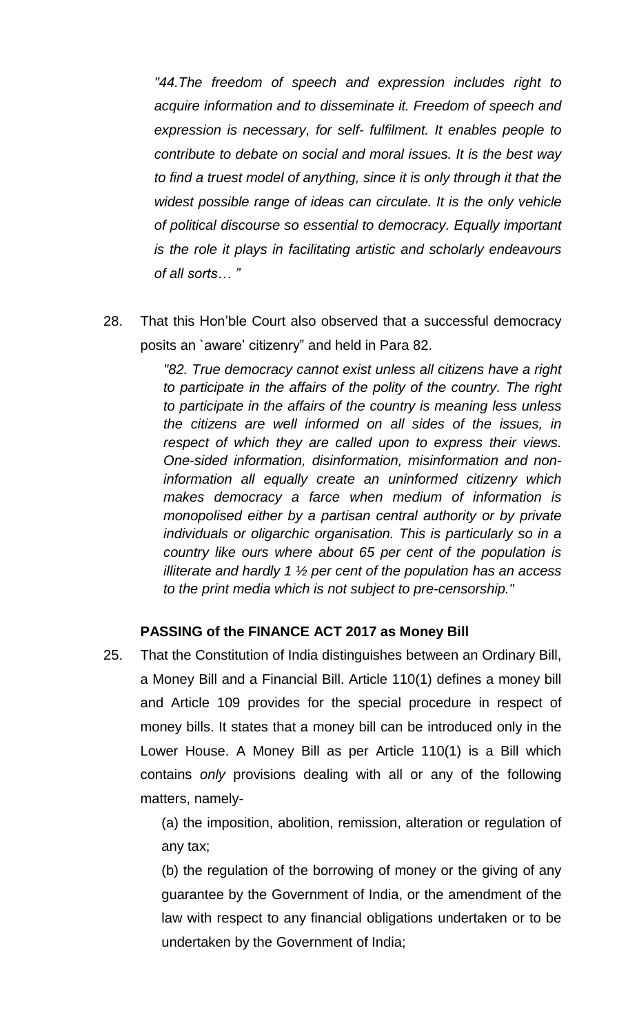*"44.The freedom of speech and expression includes right to acquire information and to disseminate it. Freedom of speech and expression is necessary, for self- fulfilment. It enables people to contribute to debate on social and moral issues. It is the best way to find a truest model of anything, since it is only through it that the widest possible range of ideas can circulate. It is the only vehicle of political discourse so essential to democracy. Equally important is the role it plays in facilitating artistic and scholarly endeavours of all sorts… "*

28. That this Hon'ble Court also observed that a successful democracy posits an `aware' citizenry" and held in Para 82.

> *"82. True democracy cannot exist unless all citizens have a right to participate in the affairs of the polity of the country. The right to participate in the affairs of the country is meaning less unless the citizens are well informed on all sides of the issues, in respect of which they are called upon to express their views. One-sided information, disinformation, misinformation and non-information all equally create an uninformed citizenry which makes democracy a farce when medium of information is monopolised either by a partisan central authority or by private individuals or oligarchic organisation. This is particularly so in a country like ours where about 65 per cent of the population is illiterate and hardly 1 ½ per cent of the population has an access to the print media which is not subject to pre-censorship."*

**PASSING of the FINANCE ACT 2017 as Money Bill**

25. That the Constitution of India distinguishes between an Ordinary Bill, a Money Bill and a Financial Bill. Article 110(1) defines a money bill and Article 109 provides for the special procedure in respect of money bills. It states that a money bill can be introduced only in the Lower House. A Money Bill as per Article 110(1) is a Bill which contains *only* provisions dealing with all or any of the following matters, namely-

    (a) the imposition, abolition, remission, alteration or regulation of any tax;

    (b) the regulation of the borrowing of money or the giving of any guarantee by the Government of India, or the amendment of the law with respect to any financial obligations undertaken or to be undertaken by the Government of India;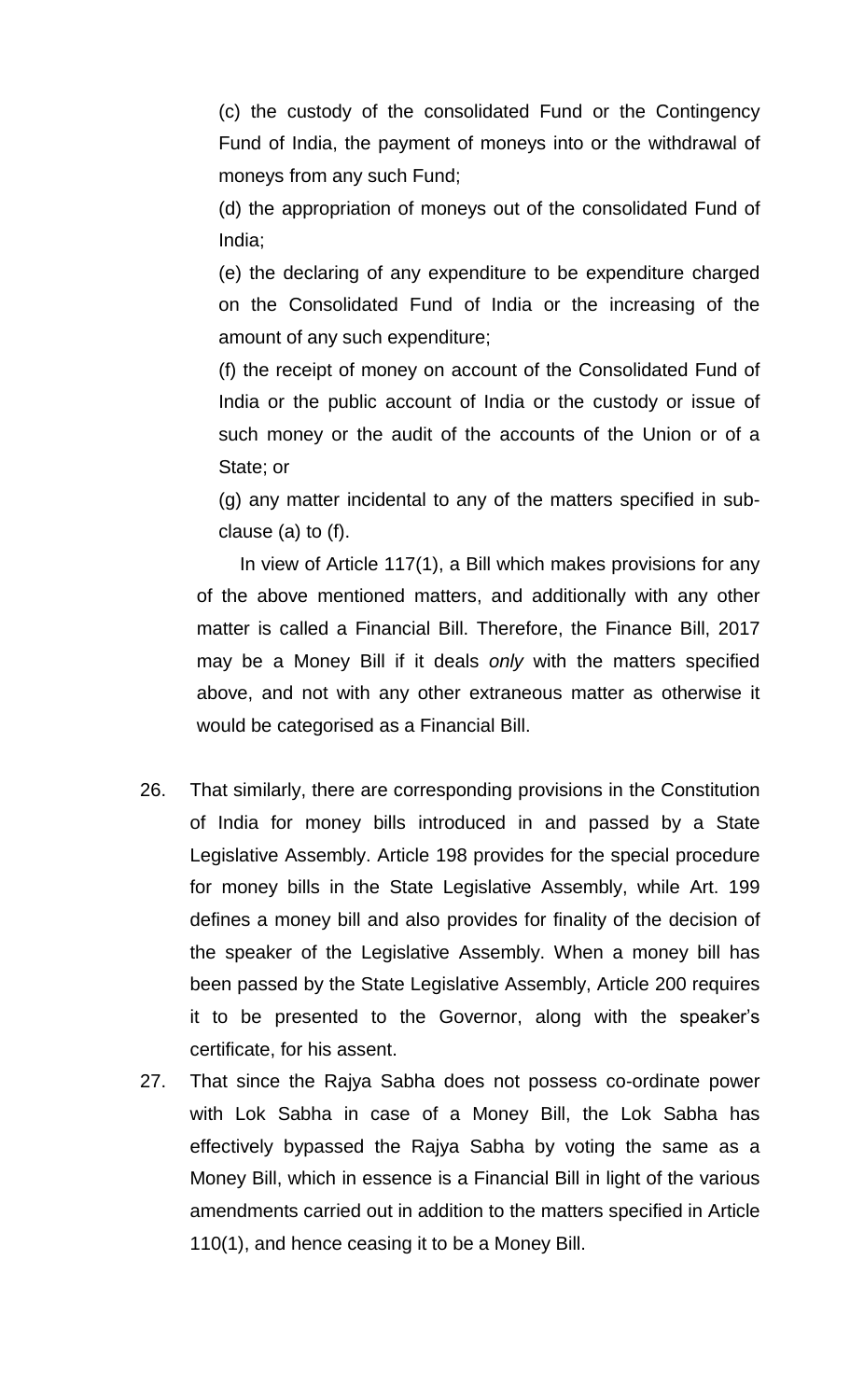(c) the custody of the consolidated Fund or the Contingency Fund of India, the payment of moneys into or the withdrawal of moneys from any such Fund;

(d) the appropriation of moneys out of the consolidated Fund of India;

(e) the declaring of any expenditure to be expenditure charged on the Consolidated Fund of India or the increasing of the amount of any such expenditure;

(f) the receipt of money on account of the Consolidated Fund of India or the public account of India or the custody or issue of such money or the audit of the accounts of the Union or of a State; or

(g) any matter incidental to any of the matters specified in sub-clause (a) to (f).

In view of Article 117(1), a Bill which makes provisions for any of the above mentioned matters, and additionally with any other matter is called a Financial Bill. Therefore, the Finance Bill, 2017 may be a Money Bill if it deals *only* with the matters specified above, and not with any other extraneous matter as otherwise it would be categorised as a Financial Bill.

26. That similarly, there are corresponding provisions in the Constitution of India for money bills introduced in and passed by a State Legislative Assembly. Article 198 provides for the special procedure for money bills in the State Legislative Assembly, while Art. 199 defines a money bill and also provides for finality of the decision of the speaker of the Legislative Assembly. When a money bill has been passed by the State Legislative Assembly, Article 200 requires it to be presented to the Governor, along with the speaker's certificate, for his assent.

27. That since the Rajya Sabha does not possess co-ordinate power with Lok Sabha in case of a Money Bill, the Lok Sabha has effectively bypassed the Rajya Sabha by voting the same as a Money Bill, which in essence is a Financial Bill in light of the various amendments carried out in addition to the matters specified in Article 110(1), and hence ceasing it to be a Money Bill.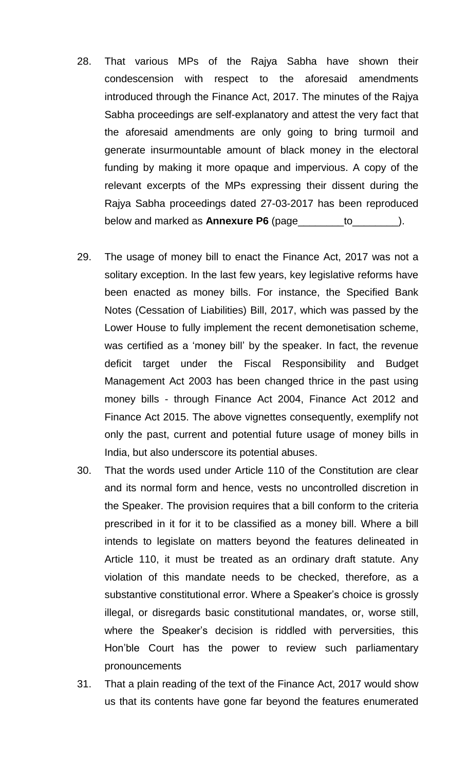28. That various MPs of the Rajya Sabha have shown their condescension with respect to the aforesaid amendments introduced through the Finance Act, 2017. The minutes of the Rajya Sabha proceedings are self-explanatory and attest the very fact that the aforesaid amendments are only going to bring turmoil and generate insurmountable amount of black money in the electoral funding by making it more opaque and impervious. A copy of the relevant excerpts of the MPs expressing their dissent during the Rajya Sabha proceedings dated 27-03-2017 has been reproduced below and marked as **Annexure P6** (page________to________).

29. The usage of money bill to enact the Finance Act, 2017 was not a solitary exception. In the last few years, key legislative reforms have been enacted as money bills. For instance, the Specified Bank Notes (Cessation of Liabilities) Bill, 2017, which was passed by the Lower House to fully implement the recent demonetisation scheme, was certified as a 'money bill' by the speaker. In fact, the revenue deficit target under the Fiscal Responsibility and Budget Management Act 2003 has been changed thrice in the past using money bills - through Finance Act 2004, Finance Act 2012 and Finance Act 2015. The above vignettes consequently, exemplify not only the past, current and potential future usage of money bills in India, but also underscore its potential abuses.

30. That the words used under Article 110 of the Constitution are clear and its normal form and hence, vests no uncontrolled discretion in the Speaker. The provision requires that a bill conform to the criteria prescribed in it for it to be classified as a money bill. Where a bill intends to legislate on matters beyond the features delineated in Article 110, it must be treated as an ordinary draft statute. Any violation of this mandate needs to be checked, therefore, as a substantive constitutional error. Where a Speaker's choice is grossly illegal, or disregards basic constitutional mandates, or, worse still, where the Speaker's decision is riddled with perversities, this Hon'ble Court has the power to review such parliamentary pronouncements

31. That a plain reading of the text of the Finance Act, 2017 would show us that its contents have gone far beyond the features enumerated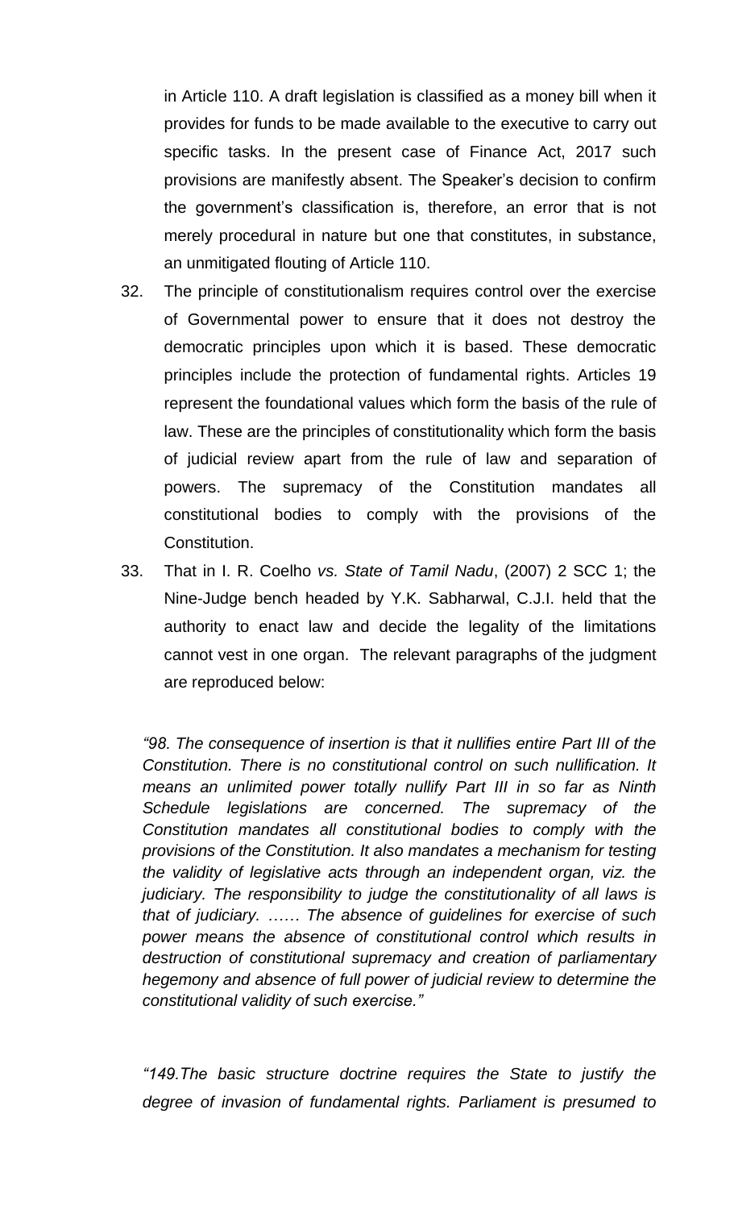in Article 110. A draft legislation is classified as a money bill when it provides for funds to be made available to the executive to carry out specific tasks. In the present case of Finance Act, 2017 such provisions are manifestly absent. The Speaker's decision to confirm the government's classification is, therefore, an error that is not merely procedural in nature but one that constitutes, in substance, an unmitigated flouting of Article 110.

32. The principle of constitutionalism requires control over the exercise of Governmental power to ensure that it does not destroy the democratic principles upon which it is based. These democratic principles include the protection of fundamental rights. Articles 19 represent the foundational values which form the basis of the rule of law. These are the principles of constitutionality which form the basis of judicial review apart from the rule of law and separation of powers. The supremacy of the Constitution mandates all constitutional bodies to comply with the provisions of the Constitution.

33. That in I. R. Coelho *vs. State of Tamil Nadu*, (2007) 2 SCC 1; the Nine-Judge bench headed by Y.K. Sabharwal, C.J.I. held that the authority to enact law and decide the legality of the limitations cannot vest in one organ. The relevant paragraphs of the judgment are reproduced below:

*"98. The consequence of insertion is that it nullifies entire Part III of the Constitution. There is no constitutional control on such nullification. It means an unlimited power totally nullify Part III in so far as Ninth Schedule legislations are concerned. The supremacy of the Constitution mandates all constitutional bodies to comply with the provisions of the Constitution. It also mandates a mechanism for testing the validity of legislative acts through an independent organ, viz. the judiciary. The responsibility to judge the constitutionality of all laws is that of judiciary. …… The absence of guidelines for exercise of such power means the absence of constitutional control which results in destruction of constitutional supremacy and creation of parliamentary hegemony and absence of full power of judicial review to determine the constitutional validity of such exercise."*

*"149.The basic structure doctrine requires the State to justify the degree of invasion of fundamental rights. Parliament is presumed to*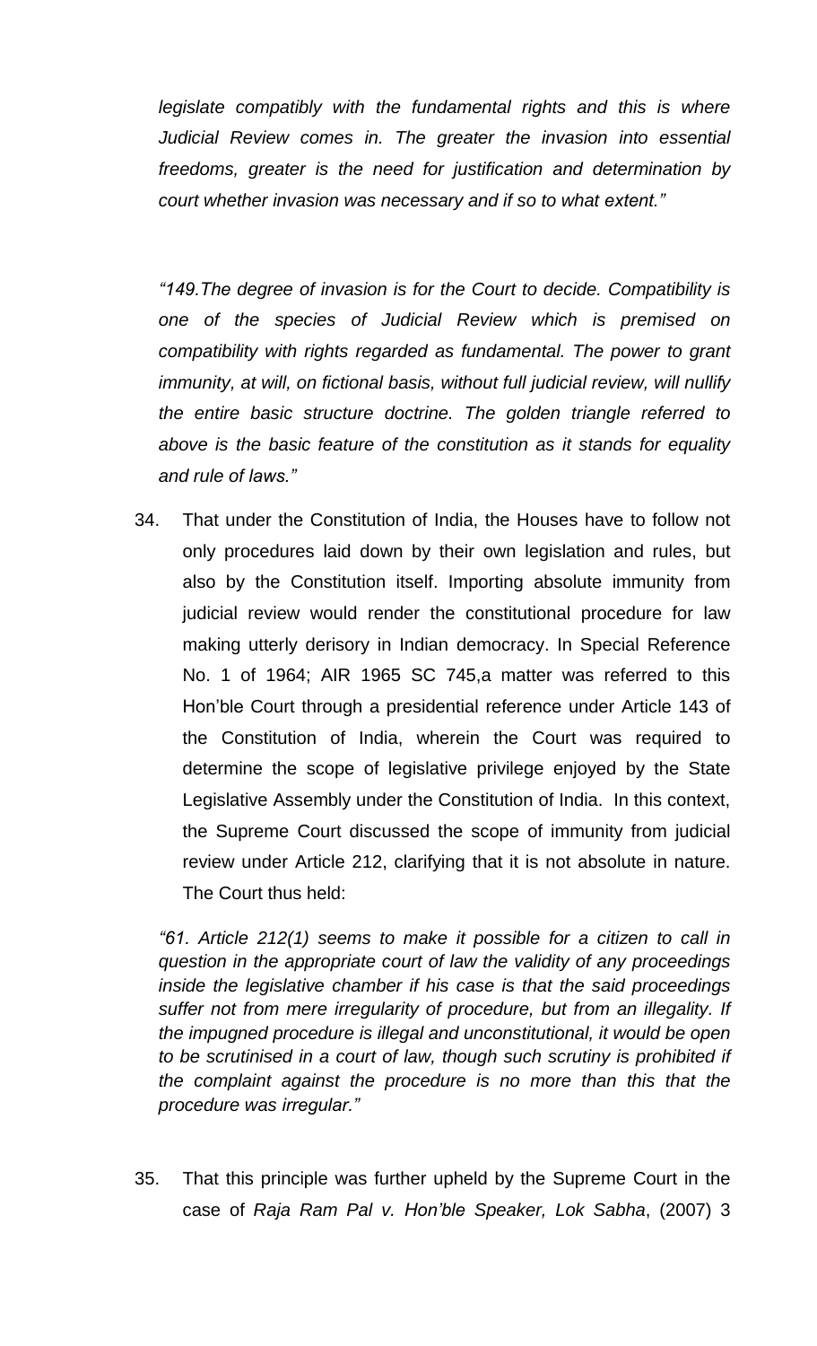*legislate compatibly with the fundamental rights and this is where Judicial Review comes in. The greater the invasion into essential freedoms, greater is the need for justification and determination by court whether invasion was necessary and if so to what extent."*

*"149.The degree of invasion is for the Court to decide. Compatibility is one of the species of Judicial Review which is premised on compatibility with rights regarded as fundamental. The power to grant immunity, at will, on fictional basis, without full judicial review, will nullify the entire basic structure doctrine. The golden triangle referred to above is the basic feature of the constitution as it stands for equality and rule of laws."*

34. That under the Constitution of India, the Houses have to follow not only procedures laid down by their own legislation and rules, but also by the Constitution itself. Importing absolute immunity from judicial review would render the constitutional procedure for law making utterly derisory in Indian democracy. In Special Reference No. 1 of 1964; AIR 1965 SC 745,a matter was referred to this Hon'ble Court through a presidential reference under Article 143 of the Constitution of India, wherein the Court was required to determine the scope of legislative privilege enjoyed by the State Legislative Assembly under the Constitution of India. In this context, the Supreme Court discussed the scope of immunity from judicial review under Article 212, clarifying that it is not absolute in nature. The Court thus held:

*"61. Article 212(1) seems to make it possible for a citizen to call in question in the appropriate court of law the validity of any proceedings inside the legislative chamber if his case is that the said proceedings suffer not from mere irregularity of procedure, but from an illegality. If the impugned procedure is illegal and unconstitutional, it would be open to be scrutinised in a court of law, though such scrutiny is prohibited if the complaint against the procedure is no more than this that the procedure was irregular."*

35. That this principle was further upheld by the Supreme Court in the case of *Raja Ram Pal v. Hon'ble Speaker, Lok Sabha*, (2007) 3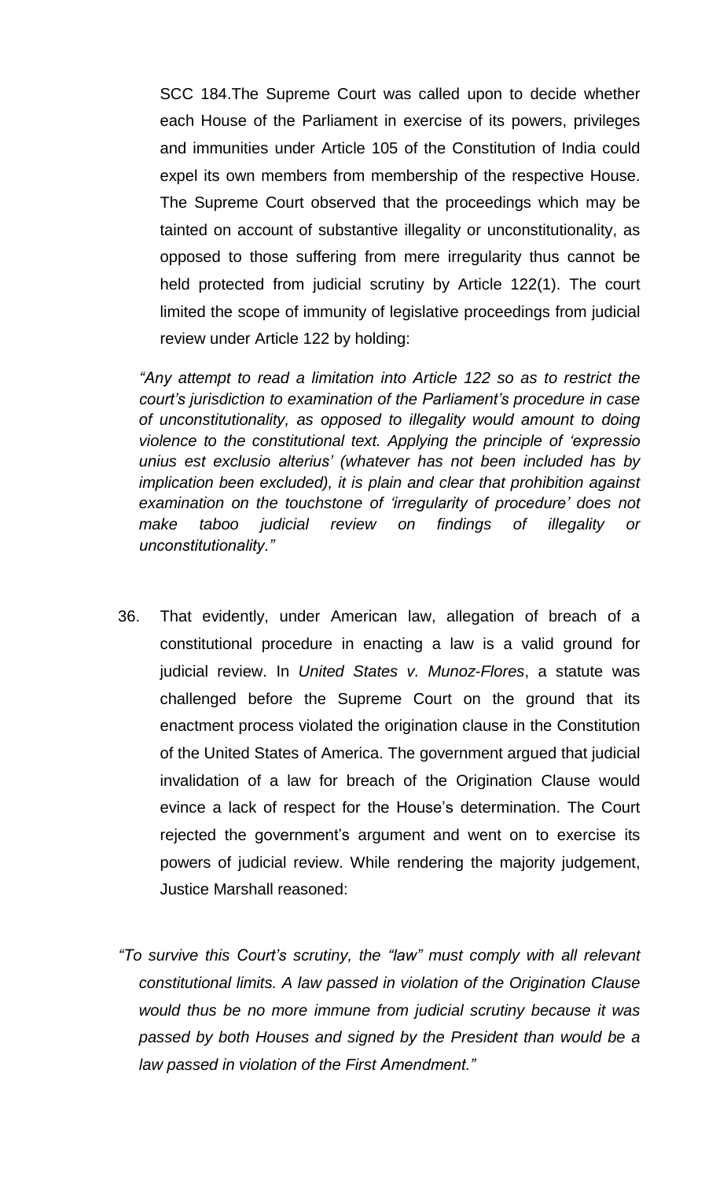SCC 184.The Supreme Court was called upon to decide whether each House of the Parliament in exercise of its powers, privileges and immunities under Article 105 of the Constitution of India could expel its own members from membership of the respective House. The Supreme Court observed that the proceedings which may be tainted on account of substantive illegality or unconstitutionality, as opposed to those suffering from mere irregularity thus cannot be held protected from judicial scrutiny by Article 122(1). The court limited the scope of immunity of legislative proceedings from judicial review under Article 122 by holding:

*"Any attempt to read a limitation into Article 122 so as to restrict the court's jurisdiction to examination of the Parliament's procedure in case of unconstitutionality, as opposed to illegality would amount to doing violence to the constitutional text. Applying the principle of 'expressio unius est exclusio alterius' (whatever has not been included has by implication been excluded), it is plain and clear that prohibition against examination on the touchstone of 'irregularity of procedure' does not make taboo judicial review on findings of illegality or unconstitutionality."*

36. That evidently, under American law, allegation of breach of a constitutional procedure in enacting a law is a valid ground for judicial review. In *United States v. Munoz-Flores*, a statute was challenged before the Supreme Court on the ground that its enactment process violated the origination clause in the Constitution of the United States of America. The government argued that judicial invalidation of a law for breach of the Origination Clause would evince a lack of respect for the House's determination. The Court rejected the government's argument and went on to exercise its powers of judicial review. While rendering the majority judgement, Justice Marshall reasoned:

*"To survive this Court's scrutiny, the "law" must comply with all relevant constitutional limits. A law passed in violation of the Origination Clause would thus be no more immune from judicial scrutiny because it was passed by both Houses and signed by the President than would be a law passed in violation of the First Amendment."*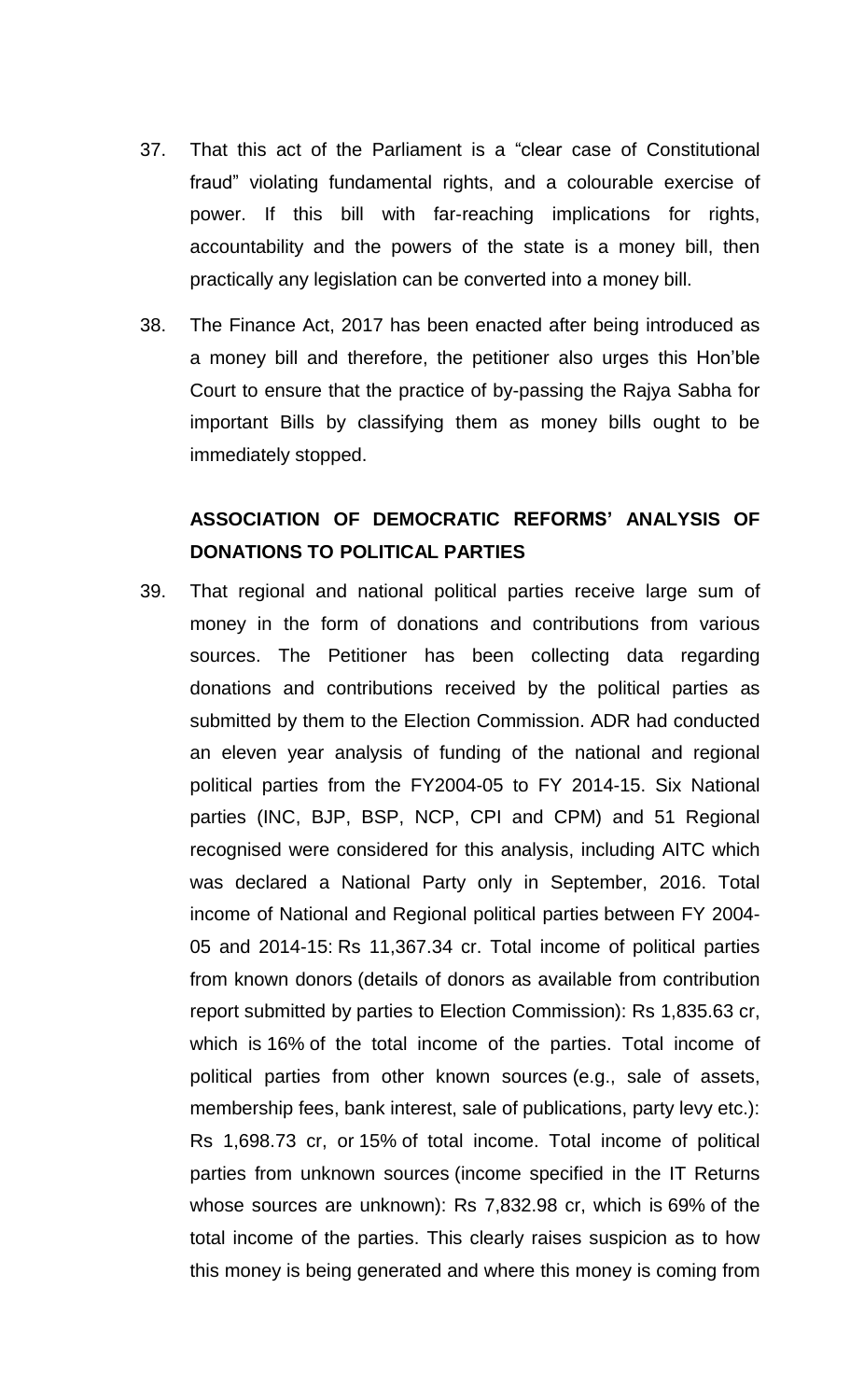37. That this act of the Parliament is a "clear case of Constitutional fraud" violating fundamental rights, and a colourable exercise of power. If this bill with far-reaching implications for rights, accountability and the powers of the state is a money bill, then practically any legislation can be converted into a money bill.

38. The Finance Act, 2017 has been enacted after being introduced as a money bill and therefore, the petitioner also urges this Hon'ble Court to ensure that the practice of by-passing the Rajya Sabha for important Bills by classifying them as money bills ought to be immediately stopped.

## ASSOCIATION OF DEMOCRATIC REFORMS' ANALYSIS OF DONATIONS TO POLITICAL PARTIES

39. That regional and national political parties receive large sum of money in the form of donations and contributions from various sources. The Petitioner has been collecting data regarding donations and contributions received by the political parties as submitted by them to the Election Commission. ADR had conducted an eleven year analysis of funding of the national and regional political parties from the FY2004-05 to FY 2014-15. Six National parties (INC, BJP, BSP, NCP, CPI and CPM) and 51 Regional recognised were considered for this analysis, including AITC which was declared a National Party only in September, 2016. Total income of National and Regional political parties between FY 2004-05 and 2014-15: Rs 11,367.34 cr. Total income of political parties from known donors (details of donors as available from contribution report submitted by parties to Election Commission): Rs 1,835.63 cr, which is 16% of the total income of the parties. Total income of political parties from other known sources (e.g., sale of assets, membership fees, bank interest, sale of publications, party levy etc.): Rs 1,698.73 cr, or 15% of total income. Total income of political parties from unknown sources (income specified in the IT Returns whose sources are unknown): Rs 7,832.98 cr, which is 69% of the total income of the parties. This clearly raises suspicion as to how this money is being generated and where this money is coming from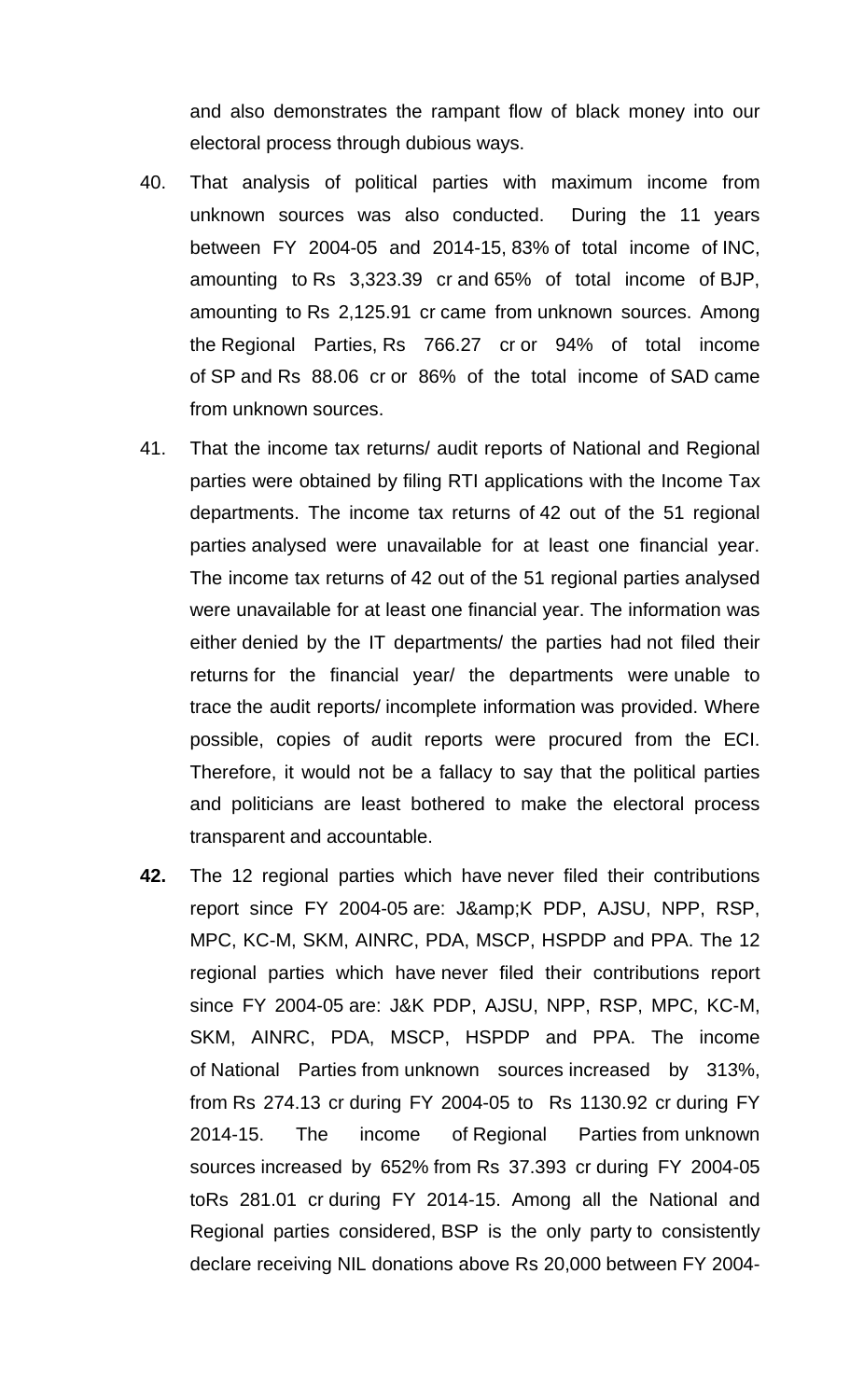and also demonstrates the rampant flow of black money into our electoral process through dubious ways.

40. That analysis of political parties with maximum income from unknown sources was also conducted. During the 11 years between FY 2004-05 and 2014-15, 83% of total income of INC, amounting to Rs 3,323.39 cr and 65% of total income of BJP, amounting to Rs 2,125.91 cr came from unknown sources. Among the Regional Parties, Rs 766.27 cr or 94% of total income of SP and Rs 88.06 cr or 86% of the total income of SAD came from unknown sources.

41. That the income tax returns/ audit reports of National and Regional parties were obtained by filing RTI applications with the Income Tax departments. The income tax returns of 42 out of the 51 regional parties analysed were unavailable for at least one financial year. The income tax returns of 42 out of the 51 regional parties analysed were unavailable for at least one financial year. The information was either denied by the IT departments/ the parties had not filed their returns for the financial year/ the departments were unable to trace the audit reports/ incomplete information was provided. Where possible, copies of audit reports were procured from the ECI. Therefore, it would not be a fallacy to say that the political parties and politicians are least bothered to make the electoral process transparent and accountable.

**42.** The 12 regional parties which have never filed their contributions report since FY 2004-05 are: J&amp;K PDP, AJSU, NPP, RSP, MPC, KC-M, SKM, AINRC, PDA, MSCP, HSPDP and PPA. The 12 regional parties which have never filed their contributions report since FY 2004-05 are: J&K PDP, AJSU, NPP, RSP, MPC, KC-M, SKM, AINRC, PDA, MSCP, HSPDP and PPA. The income of National Parties from unknown sources increased by 313%, from Rs 274.13 cr during FY 2004-05 to Rs 1130.92 cr during FY 2014-15. The income of Regional Parties from unknown sources increased by 652% from Rs 37.393 cr during FY 2004-05 toRs 281.01 cr during FY 2014-15. Among all the National and Regional parties considered, BSP is the only party to consistently declare receiving NIL donations above Rs 20,000 between FY 2004-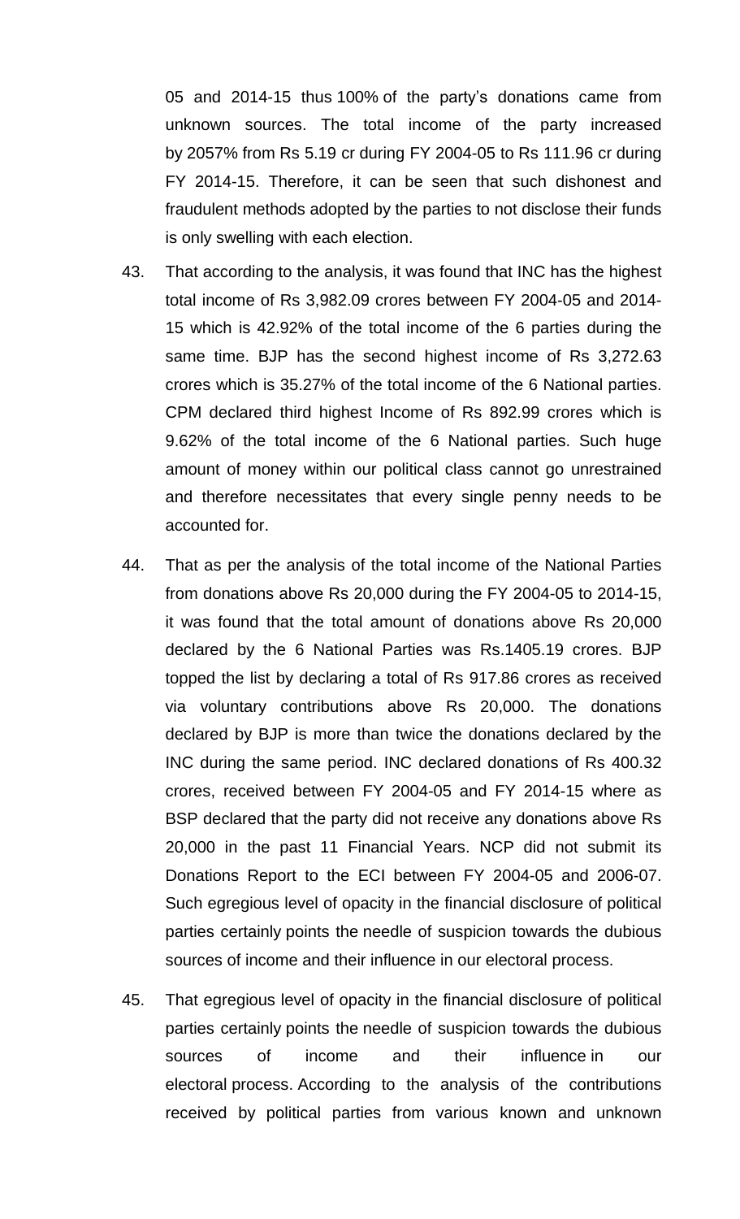05 and 2014-15 thus 100% of the party's donations came from unknown sources. The total income of the party increased by 2057% from Rs 5.19 cr during FY 2004-05 to Rs 111.96 cr during FY 2014-15. Therefore, it can be seen that such dishonest and fraudulent methods adopted by the parties to not disclose their funds is only swelling with each election.

43. That according to the analysis, it was found that INC has the highest total income of Rs 3,982.09 crores between FY 2004-05 and 2014-15 which is 42.92% of the total income of the 6 parties during the same time. BJP has the second highest income of Rs 3,272.63 crores which is 35.27% of the total income of the 6 National parties. CPM declared third highest Income of Rs 892.99 crores which is 9.62% of the total income of the 6 National parties. Such huge amount of money within our political class cannot go unrestrained and therefore necessitates that every single penny needs to be accounted for.

44. That as per the analysis of the total income of the National Parties from donations above Rs 20,000 during the FY 2004-05 to 2014-15, it was found that the total amount of donations above Rs 20,000 declared by the 6 National Parties was Rs.1405.19 crores. BJP topped the list by declaring a total of Rs 917.86 crores as received via voluntary contributions above Rs 20,000. The donations declared by BJP is more than twice the donations declared by the INC during the same period. INC declared donations of Rs 400.32 crores, received between FY 2004-05 and FY 2014-15 where as BSP declared that the party did not receive any donations above Rs 20,000 in the past 11 Financial Years. NCP did not submit its Donations Report to the ECI between FY 2004-05 and 2006-07. Such egregious level of opacity in the financial disclosure of political parties certainly points the needle of suspicion towards the dubious sources of income and their influence in our electoral process.

45. That egregious level of opacity in the financial disclosure of political parties certainly points the needle of suspicion towards the dubious sources of income and their influence in our electoral process. According to the analysis of the contributions received by political parties from various known and unknown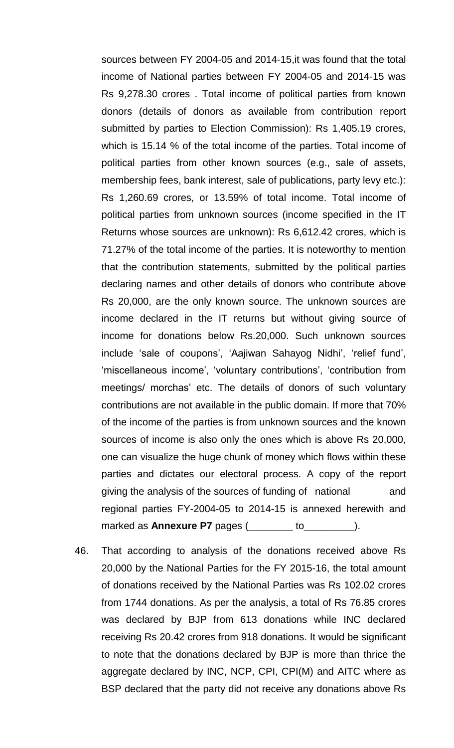sources between FY 2004-05 and 2014-15,it was found that the total income of National parties between FY 2004-05 and 2014-15 was Rs 9,278.30 crores . Total income of political parties from known donors (details of donors as available from contribution report submitted by parties to Election Commission): Rs 1,405.19 crores, which is 15.14 % of the total income of the parties. Total income of political parties from other known sources (e.g., sale of assets, membership fees, bank interest, sale of publications, party levy etc.): Rs 1,260.69 crores, or 13.59% of total income. Total income of political parties from unknown sources (income specified in the IT Returns whose sources are unknown): Rs 6,612.42 crores, which is 71.27% of the total income of the parties. It is noteworthy to mention that the contribution statements, submitted by the political parties declaring names and other details of donors who contribute above Rs 20,000, are the only known source. The unknown sources are income declared in the IT returns but without giving source of income for donations below Rs.20,000. Such unknown sources include 'sale of coupons', 'Aajiwan Sahayog Nidhi', 'relief fund', 'miscellaneous income', 'voluntary contributions', 'contribution from meetings/ morchas' etc. The details of donors of such voluntary contributions are not available in the public domain. If more that 70% of the income of the parties is from unknown sources and the known sources of income is also only the ones which is above Rs 20,000, one can visualize the huge chunk of money which flows within these parties and dictates our electoral process. A copy of the report giving the analysis of the sources of funding of national and regional parties FY-2004-05 to 2014-15 is annexed herewith and marked as **Annexure P7** pages (________ to_________).

46. That according to analysis of the donations received above Rs 20,000 by the National Parties for the FY 2015-16, the total amount of donations received by the National Parties was Rs 102.02 crores from 1744 donations. As per the analysis, a total of Rs 76.85 crores was declared by BJP from 613 donations while INC declared receiving Rs 20.42 crores from 918 donations. It would be significant to note that the donations declared by BJP is more than thrice the aggregate declared by INC, NCP, CPI, CPI(M) and AITC where as BSP declared that the party did not receive any donations above Rs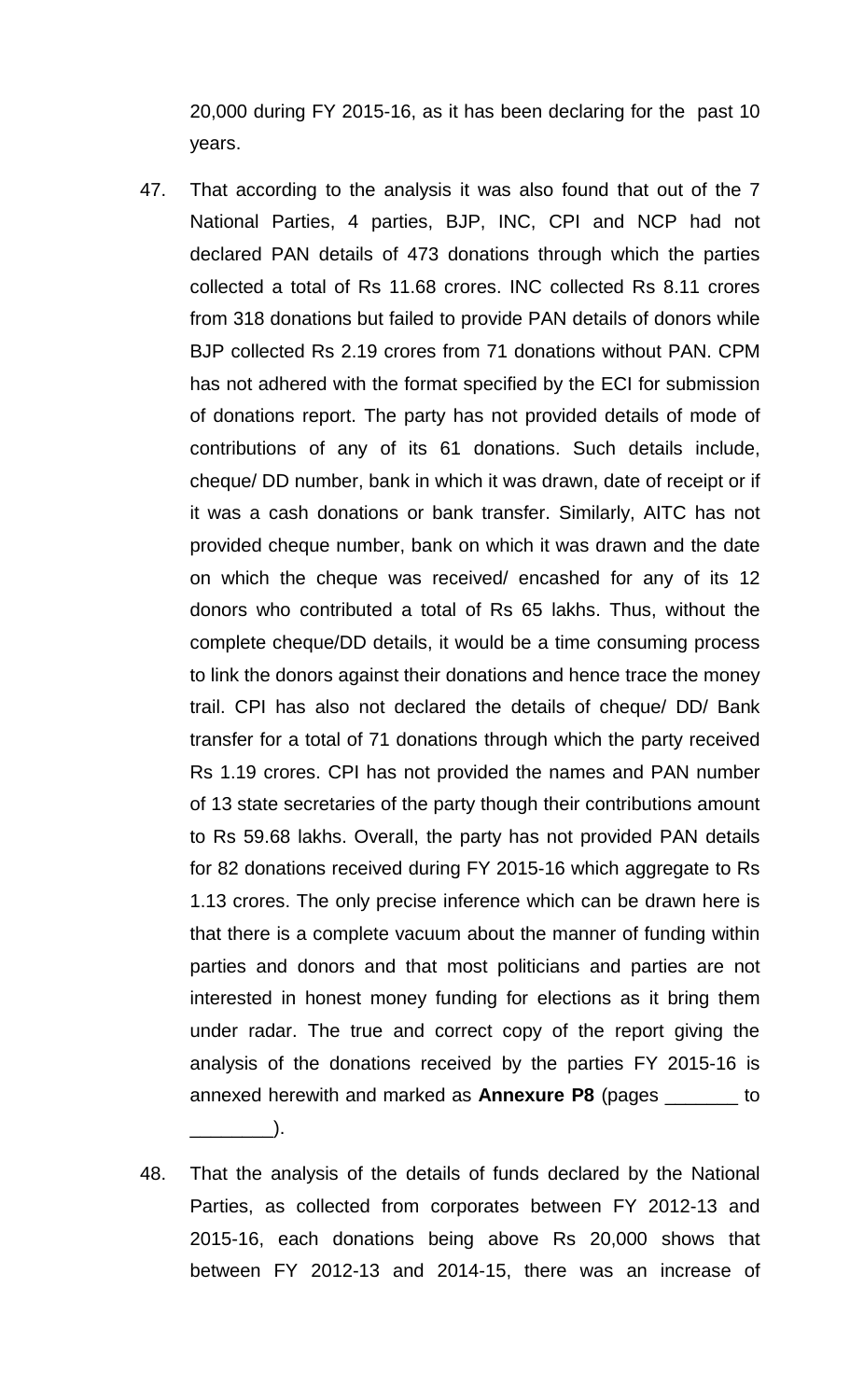20,000 during FY 2015-16, as it has been declaring for the past 10 years.

47. That according to the analysis it was also found that out of the 7 National Parties, 4 parties, BJP, INC, CPI and NCP had not declared PAN details of 473 donations through which the parties collected a total of Rs 11.68 crores. INC collected Rs 8.11 crores from 318 donations but failed to provide PAN details of donors while BJP collected Rs 2.19 crores from 71 donations without PAN. CPM has not adhered with the format specified by the ECI for submission of donations report. The party has not provided details of mode of contributions of any of its 61 donations. Such details include, cheque/ DD number, bank in which it was drawn, date of receipt or if it was a cash donations or bank transfer. Similarly, AITC has not provided cheque number, bank on which it was drawn and the date on which the cheque was received/ encashed for any of its 12 donors who contributed a total of Rs 65 lakhs. Thus, without the complete cheque/DD details, it would be a time consuming process to link the donors against their donations and hence trace the money trail. CPI has also not declared the details of cheque/ DD/ Bank transfer for a total of 71 donations through which the party received Rs 1.19 crores. CPI has not provided the names and PAN number of 13 state secretaries of the party though their contributions amount to Rs 59.68 lakhs. Overall, the party has not provided PAN details for 82 donations received during FY 2015-16 which aggregate to Rs 1.13 crores. The only precise inference which can be drawn here is that there is a complete vacuum about the manner of funding within parties and donors and that most politicians and parties are not interested in honest money funding for elections as it bring them under radar. The true and correct copy of the report giving the analysis of the donations received by the parties FY 2015-16 is annexed herewith and marked as **Annexure P8** (pages _______ to ________).

48. That the analysis of the details of funds declared by the National Parties, as collected from corporates between FY 2012-13 and 2015-16, each donations being above Rs 20,000 shows that between FY 2012-13 and 2014-15, there was an increase of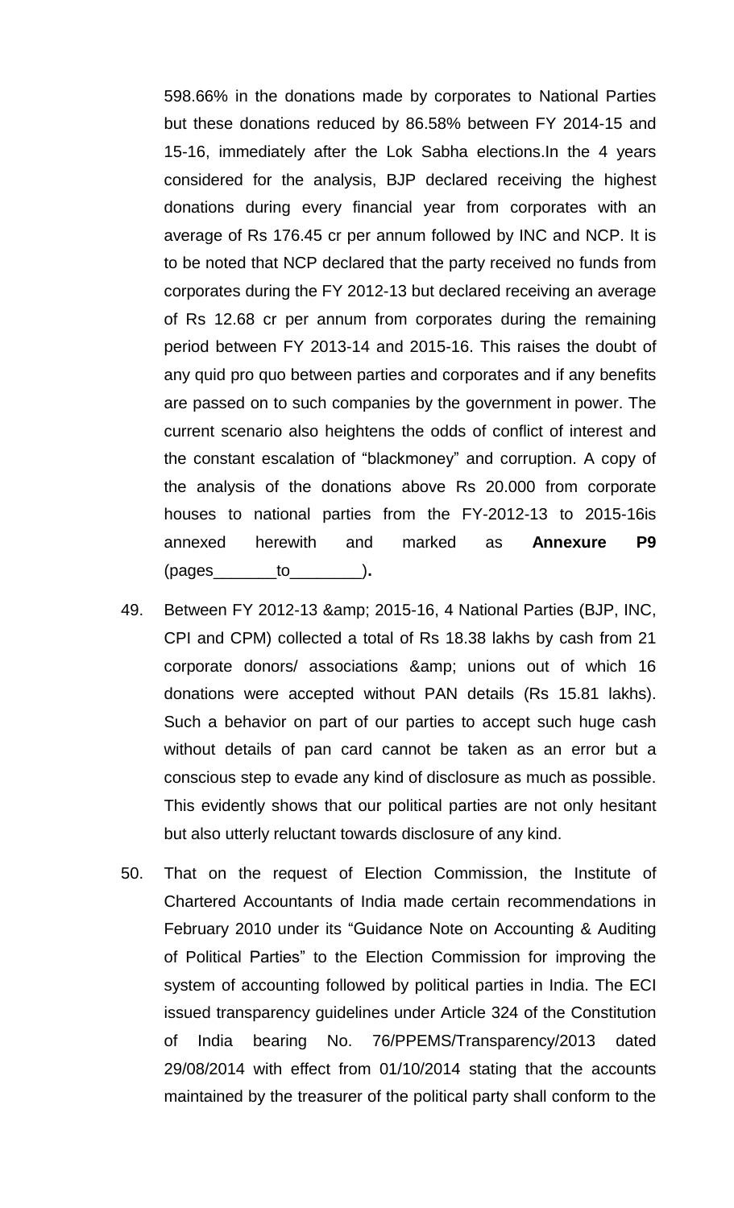598.66% in the donations made by corporates to National Parties but these donations reduced by 86.58% between FY 2014-15 and 15-16, immediately after the Lok Sabha elections.In the 4 years considered for the analysis, BJP declared receiving the highest donations during every financial year from corporates with an average of Rs 176.45 cr per annum followed by INC and NCP. It is to be noted that NCP declared that the party received no funds from corporates during the FY 2012-13 but declared receiving an average of Rs 12.68 cr per annum from corporates during the remaining period between FY 2013-14 and 2015-16. This raises the doubt of any quid pro quo between parties and corporates and if any benefits are passed on to such companies by the government in power. The current scenario also heightens the odds of conflict of interest and the constant escalation of "blackmoney" and corruption. A copy of the analysis of the donations above Rs 20.000 from corporate houses to national parties from the FY-2012-13 to 2015-16is annexed herewith and marked as **Annexure P9** (pages_______to________)**.**

49. Between FY 2012-13 &amp; 2015-16, 4 National Parties (BJP, INC, CPI and CPM) collected a total of Rs 18.38 lakhs by cash from 21 corporate donors/ associations &amp; unions out of which 16 donations were accepted without PAN details (Rs 15.81 lakhs). Such a behavior on part of our parties to accept such huge cash without details of pan card cannot be taken as an error but a conscious step to evade any kind of disclosure as much as possible. This evidently shows that our political parties are not only hesitant but also utterly reluctant towards disclosure of any kind.

50. That on the request of Election Commission, the Institute of Chartered Accountants of India made certain recommendations in February 2010 under its "Guidance Note on Accounting & Auditing of Political Parties" to the Election Commission for improving the system of accounting followed by political parties in India. The ECI issued transparency guidelines under Article 324 of the Constitution of India bearing No. 76/PPEMS/Transparency/2013 dated 29/08/2014 with effect from 01/10/2014 stating that the accounts maintained by the treasurer of the political party shall conform to the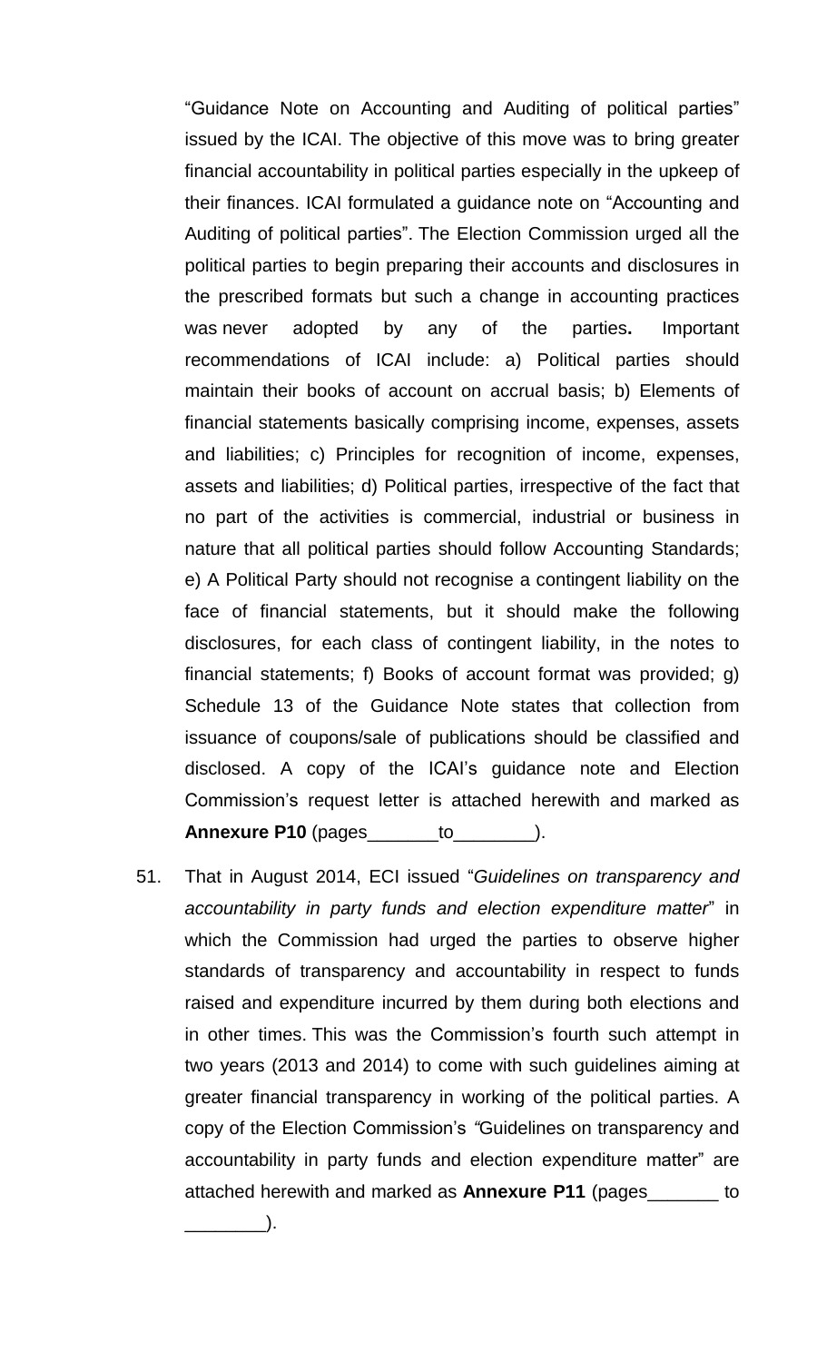"Guidance Note on Accounting and Auditing of political parties" issued by the ICAI. The objective of this move was to bring greater financial accountability in political parties especially in the upkeep of their finances. ICAI formulated a guidance note on "Accounting and Auditing of political parties". The Election Commission urged all the political parties to begin preparing their accounts and disclosures in the prescribed formats but such a change in accounting practices was never adopted by any of the parties**.** Important recommendations of ICAI include: a) Political parties should maintain their books of account on accrual basis; b) Elements of financial statements basically comprising income, expenses, assets and liabilities; c) Principles for recognition of income, expenses, assets and liabilities; d) Political parties, irrespective of the fact that no part of the activities is commercial, industrial or business in nature that all political parties should follow Accounting Standards; e) A Political Party should not recognise a contingent liability on the face of financial statements, but it should make the following disclosures, for each class of contingent liability, in the notes to financial statements; f) Books of account format was provided; g) Schedule 13 of the Guidance Note states that collection from issuance of coupons/sale of publications should be classified and disclosed. A copy of the ICAI's guidance note and Election Commission's request letter is attached herewith and marked as **Annexure P10** (pages_______to________).

51. That in August 2014, ECI issued "*Guidelines on transparency and accountability in party funds and election expenditure matter*" in which the Commission had urged the parties to observe higher standards of transparency and accountability in respect to funds raised and expenditure incurred by them during both elections and in other times. This was the Commission's fourth such attempt in two years (2013 and 2014) to come with such guidelines aiming at greater financial transparency in working of the political parties. A copy of the Election Commission's *"*Guidelines on transparency and accountability in party funds and election expenditure matter" are attached herewith and marked as **Annexure P11** (pages_______ to ________).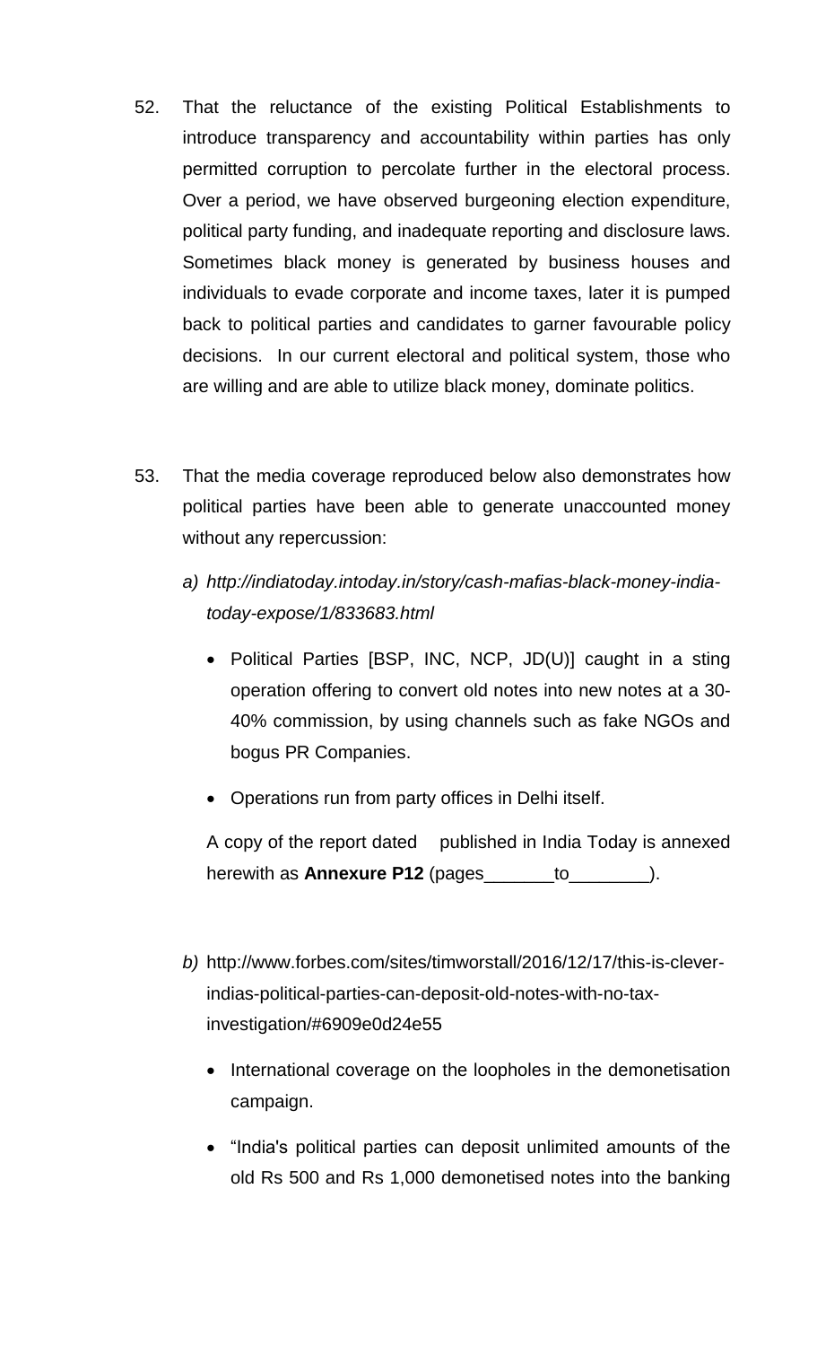52. That the reluctance of the existing Political Establishments to introduce transparency and accountability within parties has only permitted corruption to percolate further in the electoral process. Over a period, we have observed burgeoning election expenditure, political party funding, and inadequate reporting and disclosure laws. Sometimes black money is generated by business houses and individuals to evade corporate and income taxes, later it is pumped back to political parties and candidates to garner favourable policy decisions. In our current electoral and political system, those who are willing and are able to utilize black money, dominate politics.

53. That the media coverage reproduced below also demonstrates how political parties have been able to generate unaccounted money without any repercussion:

   a) *http://indiatoday.intoday.in/story/cash-mafias-black-money-india-today-expose/1/833683.html*

      - Political Parties [BSP, INC, NCP, JD(U)] caught in a sting operation offering to convert old notes into new notes at a 30-40% commission, by using channels such as fake NGOs and bogus PR Companies.
      - Operations run from party offices in Delhi itself.

      A copy of the report dated published in India Today is annexed herewith as **Annexure P12** (pages_______to________).

   b) http://www.forbes.com/sites/timworstall/2016/12/17/this-is-clever-indias-political-parties-can-deposit-old-notes-with-no-tax-investigation/#6909e0d24e55

      - International coverage on the loopholes in the demonetisation campaign.
      - "India's political parties can deposit unlimited amounts of the old Rs 500 and Rs 1,000 demonetised notes into the banking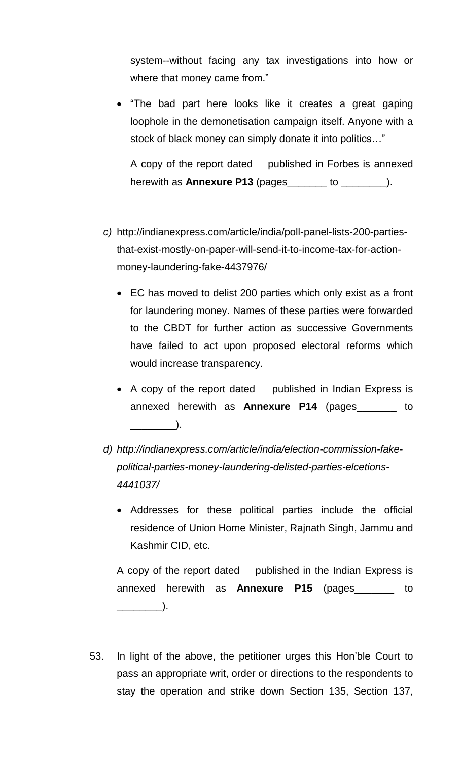system--without facing any tax investigations into how or where that money came from."

- "The bad part here looks like it creates a great gaping loophole in the demonetisation campaign itself. Anyone with a stock of black money can simply donate it into politics…"

  A copy of the report dated published in Forbes is annexed herewith as **Annexure P13** (pages_______ to ________).

c) http://indianexpress.com/article/india/poll-panel-lists-200-parties-that-exist-mostly-on-paper-will-send-it-to-income-tax-for-action-money-laundering-fake-4437976/

- EC has moved to delist 200 parties which only exist as a front for laundering money. Names of these parties were forwarded to the CBDT for further action as successive Governments have failed to act upon proposed electoral reforms which would increase transparency.
- A copy of the report dated published in Indian Express is annexed herewith as **Annexure P14** (pages_______ to ________).

d) *http://indianexpress.com/article/india/election-commission-fake-political-parties-money-laundering-delisted-parties-elcetions-4441037/*

- Addresses for these political parties include the official residence of Union Home Minister, Rajnath Singh, Jammu and Kashmir CID, etc.

A copy of the report dated published in the Indian Express is annexed herewith as **Annexure P15** (pages_______ to ________).

53. In light of the above, the petitioner urges this Hon'ble Court to pass an appropriate writ, order or directions to the respondents to stay the operation and strike down Section 135, Section 137,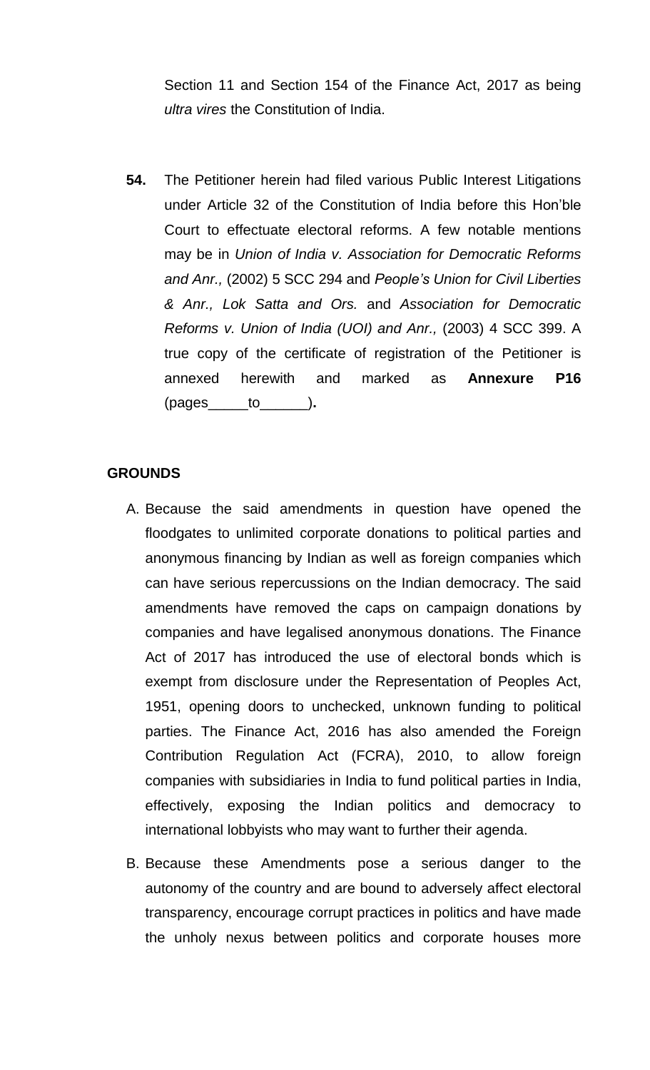Section 11 and Section 154 of the Finance Act, 2017 as being *ultra vires* the Constitution of India.

**54.** The Petitioner herein had filed various Public Interest Litigations under Article 32 of the Constitution of India before this Hon'ble Court to effectuate electoral reforms. A few notable mentions may be in *Union of India v. Association for Democratic Reforms and Anr.,* (2002) 5 SCC 294 and *People's Union for Civil Liberties & Anr., Lok Satta and Ors.* and *Association for Democratic Reforms v. Union of India (UOI) and Anr.,* (2003) 4 SCC 399. A true copy of the certificate of registration of the Petitioner is annexed herewith and marked as **Annexure P16** (pages_____to______)**.**

**GROUNDS**

A. Because the said amendments in question have opened the floodgates to unlimited corporate donations to political parties and anonymous financing by Indian as well as foreign companies which can have serious repercussions on the Indian democracy. The said amendments have removed the caps on campaign donations by companies and have legalised anonymous donations. The Finance Act of 2017 has introduced the use of electoral bonds which is exempt from disclosure under the Representation of Peoples Act, 1951, opening doors to unchecked, unknown funding to political parties. The Finance Act, 2016 has also amended the Foreign Contribution Regulation Act (FCRA), 2010, to allow foreign companies with subsidiaries in India to fund political parties in India, effectively, exposing the Indian politics and democracy to international lobbyists who may want to further their agenda.

B. Because these Amendments pose a serious danger to the autonomy of the country and are bound to adversely affect electoral transparency, encourage corrupt practices in politics and have made the unholy nexus between politics and corporate houses more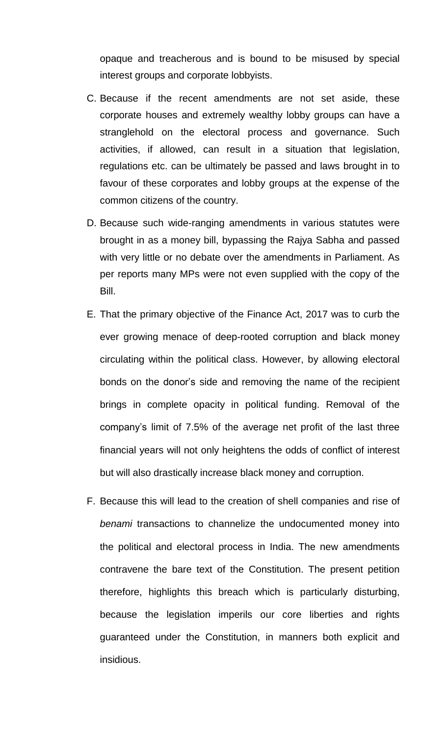opaque and treacherous and is bound to be misused by special interest groups and corporate lobbyists.

C. Because if the recent amendments are not set aside, these corporate houses and extremely wealthy lobby groups can have a stranglehold on the electoral process and governance. Such activities, if allowed, can result in a situation that legislation, regulations etc. can be ultimately be passed and laws brought in to favour of these corporates and lobby groups at the expense of the common citizens of the country.

D. Because such wide-ranging amendments in various statutes were brought in as a money bill, bypassing the Rajya Sabha and passed with very little or no debate over the amendments in Parliament. As per reports many MPs were not even supplied with the copy of the Bill.

E. That the primary objective of the Finance Act, 2017 was to curb the ever growing menace of deep-rooted corruption and black money circulating within the political class. However, by allowing electoral bonds on the donor's side and removing the name of the recipient brings in complete opacity in political funding. Removal of the company's limit of 7.5% of the average net profit of the last three financial years will not only heightens the odds of conflict of interest but will also drastically increase black money and corruption.

F. Because this will lead to the creation of shell companies and rise of *benami* transactions to channelize the undocumented money into the political and electoral process in India. The new amendments contravene the bare text of the Constitution. The present petition therefore, highlights this breach which is particularly disturbing, because the legislation imperils our core liberties and rights guaranteed under the Constitution, in manners both explicit and insidious.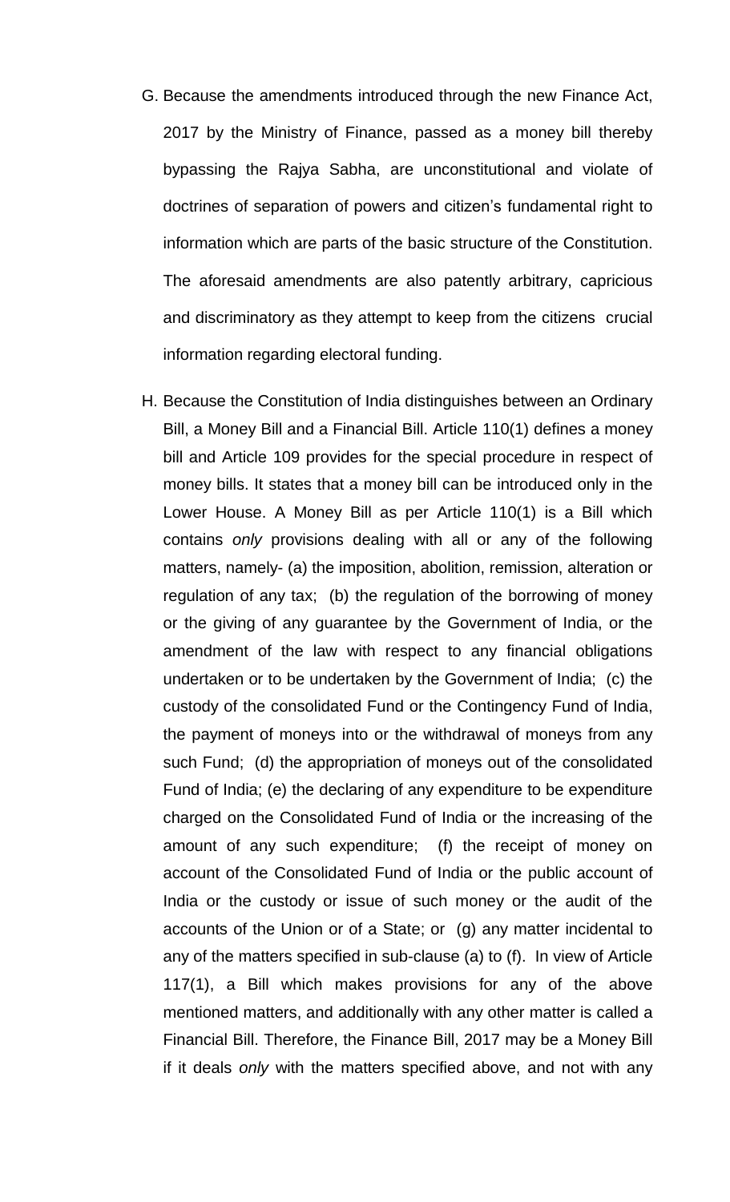G. Because the amendments introduced through the new Finance Act, 2017 by the Ministry of Finance, passed as a money bill thereby bypassing the Rajya Sabha, are unconstitutional and violate of doctrines of separation of powers and citizen's fundamental right to information which are parts of the basic structure of the Constitution. The aforesaid amendments are also patently arbitrary, capricious and discriminatory as they attempt to keep from the citizens crucial information regarding electoral funding.

H. Because the Constitution of India distinguishes between an Ordinary Bill, a Money Bill and a Financial Bill. Article 110(1) defines a money bill and Article 109 provides for the special procedure in respect of money bills. It states that a money bill can be introduced only in the Lower House. A Money Bill as per Article 110(1) is a Bill which contains *only* provisions dealing with all or any of the following matters, namely- (a) the imposition, abolition, remission, alteration or regulation of any tax; (b) the regulation of the borrowing of money or the giving of any guarantee by the Government of India, or the amendment of the law with respect to any financial obligations undertaken or to be undertaken by the Government of India; (c) the custody of the consolidated Fund or the Contingency Fund of India, the payment of moneys into or the withdrawal of moneys from any such Fund; (d) the appropriation of moneys out of the consolidated Fund of India; (e) the declaring of any expenditure to be expenditure charged on the Consolidated Fund of India or the increasing of the amount of any such expenditure; (f) the receipt of money on account of the Consolidated Fund of India or the public account of India or the custody or issue of such money or the audit of the accounts of the Union or of a State; or (g) any matter incidental to any of the matters specified in sub-clause (a) to (f). In view of Article 117(1), a Bill which makes provisions for any of the above mentioned matters, and additionally with any other matter is called a Financial Bill. Therefore, the Finance Bill, 2017 may be a Money Bill if it deals *only* with the matters specified above, and not with any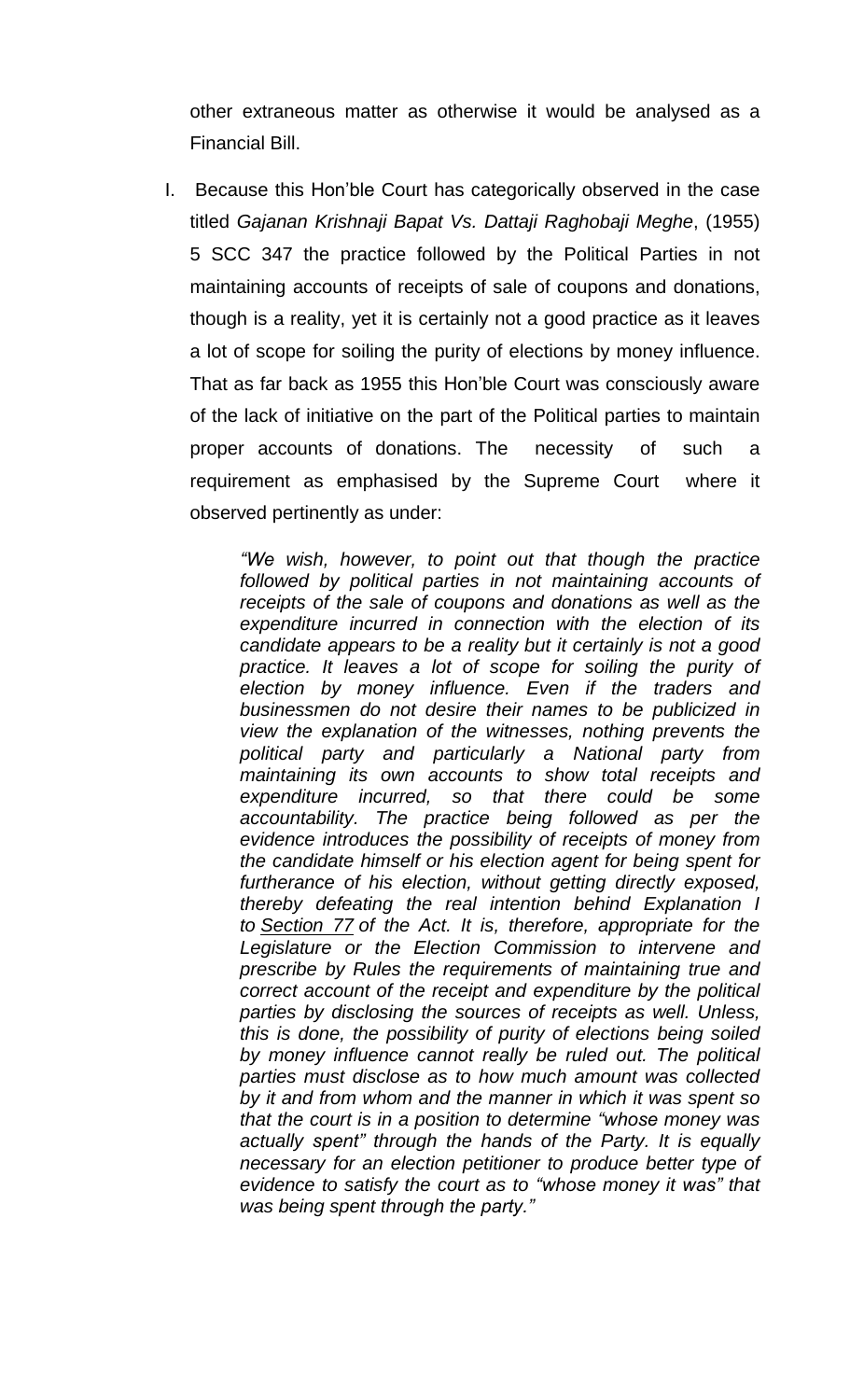other extraneous matter as otherwise it would be analysed as a Financial Bill.

I. Because this Hon'ble Court has categorically observed in the case titled *Gajanan Krishnaji Bapat Vs. Dattaji Raghobaji Meghe*, (1955) 5 SCC 347 the practice followed by the Political Parties in not maintaining accounts of receipts of sale of coupons and donations, though is a reality, yet it is certainly not a good practice as it leaves a lot of scope for soiling the purity of elections by money influence. That as far back as 1955 this Hon'ble Court was consciously aware of the lack of initiative on the part of the Political parties to maintain proper accounts of donations. The necessity of such a requirement as emphasised by the Supreme Court where it observed pertinently as under:

> *"We wish, however, to point out that though the practice followed by political parties in not maintaining accounts of receipts of the sale of coupons and donations as well as the expenditure incurred in connection with the election of its candidate appears to be a reality but it certainly is not a good practice. It leaves a lot of scope for soiling the purity of election by money influence. Even if the traders and businessmen do not desire their names to be publicized in view the explanation of the witnesses, nothing prevents the political party and particularly a National party from maintaining its own accounts to show total receipts and expenditure incurred, so that there could be some accountability. The practice being followed as per the evidence introduces the possibility of receipts of money from the candidate himself or his election agent for being spent for furtherance of his election, without getting directly exposed, thereby defeating the real intention behind Explanation I to Section 77 of the Act. It is, therefore, appropriate for the Legislature or the Election Commission to intervene and prescribe by Rules the requirements of maintaining true and correct account of the receipt and expenditure by the political parties by disclosing the sources of receipts as well. Unless, this is done, the possibility of purity of elections being soiled by money influence cannot really be ruled out. The political parties must disclose as to how much amount was collected by it and from whom and the manner in which it was spent so that the court is in a position to determine "whose money was actually spent" through the hands of the Party. It is equally necessary for an election petitioner to produce better type of evidence to satisfy the court as to "whose money it was" that was being spent through the party."*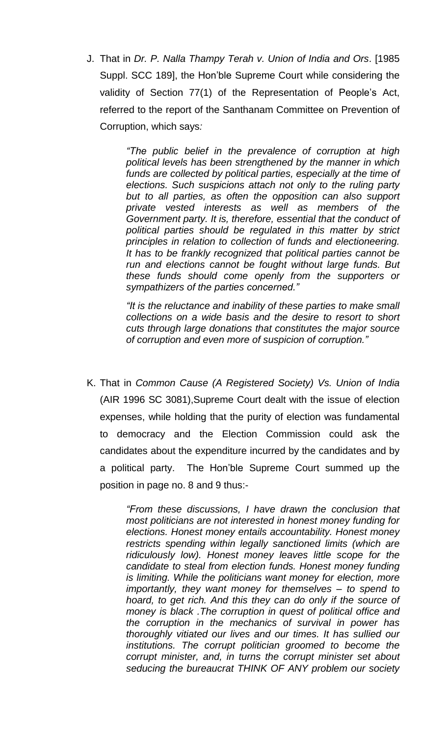J. That in *Dr. P. Nalla Thampy Terah v. Union of India and Ors*. [1985 Suppl. SCC 189], the Hon'ble Supreme Court while considering the validity of Section 77(1) of the Representation of People's Act, referred to the report of the Santhanam Committee on Prevention of Corruption, which says*:*

> *"The public belief in the prevalence of corruption at high political levels has been strengthened by the manner in which funds are collected by political parties, especially at the time of elections. Such suspicions attach not only to the ruling party but to all parties, as often the opposition can also support private vested interests as well as members of the Government party. It is, therefore, essential that the conduct of political parties should be regulated in this matter by strict principles in relation to collection of funds and electioneering. It has to be frankly recognized that political parties cannot be run and elections cannot be fought without large funds. But these funds should come openly from the supporters or sympathizers of the parties concerned."*
>
> *"It is the reluctance and inability of these parties to make small collections on a wide basis and the desire to resort to short cuts through large donations that constitutes the major source of corruption and even more of suspicion of corruption."*

K. That in *Common Cause (A Registered Society) Vs. Union of India* (AIR 1996 SC 3081),Supreme Court dealt with the issue of election expenses, while holding that the purity of election was fundamental to democracy and the Election Commission could ask the candidates about the expenditure incurred by the candidates and by a political party. The Hon'ble Supreme Court summed up the position in page no. 8 and 9 thus:-

> *"From these discussions, I have drawn the conclusion that most politicians are not interested in honest money funding for elections. Honest money entails accountability. Honest money restricts spending within legally sanctioned limits (which are ridiculously low). Honest money leaves little scope for the candidate to steal from election funds. Honest money funding is limiting. While the politicians want money for election, more importantly, they want money for themselves – to spend to hoard, to get rich. And this they can do only if the source of money is black .The corruption in quest of political office and the corruption in the mechanics of survival in power has thoroughly vitiated our lives and our times. It has sullied our institutions. The corrupt politician groomed to become the corrupt minister, and, in turns the corrupt minister set about seducing the bureaucrat THINK OF ANY problem our society*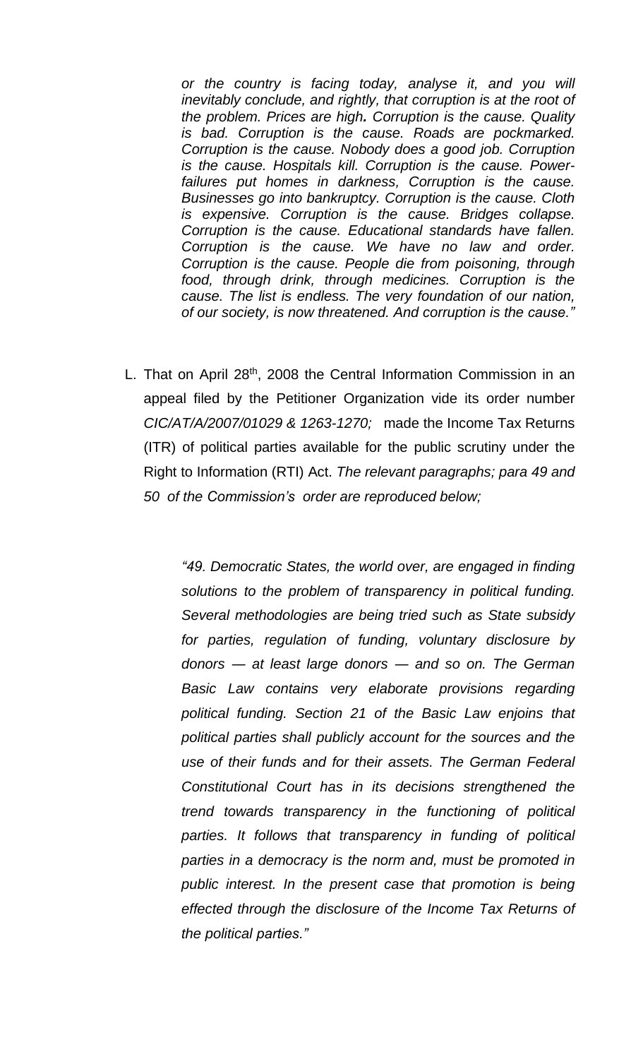*or the country is facing today, analyse it, and you will inevitably conclude, and rightly, that corruption is at the root of the problem. Prices are high. Corruption is the cause. Quality is bad. Corruption is the cause. Roads are pockmarked. Corruption is the cause. Nobody does a good job. Corruption is the cause. Hospitals kill. Corruption is the cause. Power-failures put homes in darkness, Corruption is the cause. Businesses go into bankruptcy. Corruption is the cause. Cloth is expensive. Corruption is the cause. Bridges collapse. Corruption is the cause. Educational standards have fallen. Corruption is the cause. We have no law and order. Corruption is the cause. People die from poisoning, through food, through drink, through medicines. Corruption is the cause. The list is endless. The very foundation of our nation, of our society, is now threatened. And corruption is the cause."*

L. That on April 28th, 2008 the Central Information Commission in an appeal filed by the Petitioner Organization vide its order number *CIC/AT/A/2007/01029 & 1263-1270;* made the Income Tax Returns (ITR) of political parties available for the public scrutiny under the Right to Information (RTI) Act. *The relevant paragraphs; para 49 and 50 of the Commission's order are reproduced below;*

> *"49. Democratic States, the world over, are engaged in finding solutions to the problem of transparency in political funding. Several methodologies are being tried such as State subsidy for parties, regulation of funding, voluntary disclosure by donors — at least large donors — and so on. The German Basic Law contains very elaborate provisions regarding political funding. Section 21 of the Basic Law enjoins that political parties shall publicly account for the sources and the use of their funds and for their assets. The German Federal Constitutional Court has in its decisions strengthened the trend towards transparency in the functioning of political parties. It follows that transparency in funding of political parties in a democracy is the norm and, must be promoted in public interest. In the present case that promotion is being effected through the disclosure of the Income Tax Returns of the political parties."*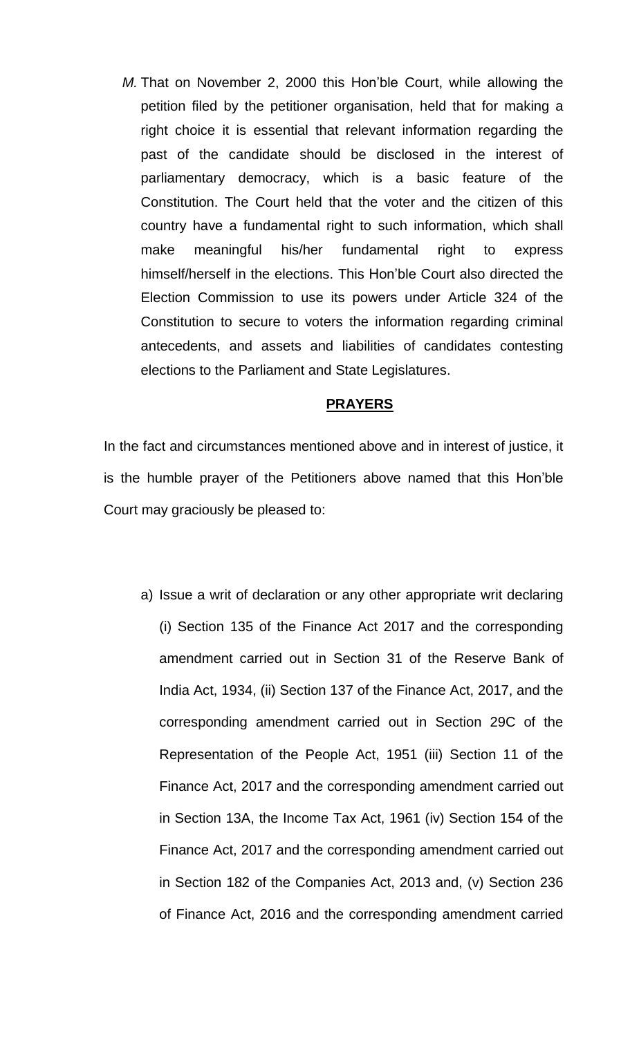*M.* That on November 2, 2000 this Hon'ble Court, while allowing the petition filed by the petitioner organisation, held that for making a right choice it is essential that relevant information regarding the past of the candidate should be disclosed in the interest of parliamentary democracy, which is a basic feature of the Constitution. The Court held that the voter and the citizen of this country have a fundamental right to such information, which shall make meaningful his/her fundamental right to express himself/herself in the elections. This Hon'ble Court also directed the Election Commission to use its powers under Article 324 of the Constitution to secure to voters the information regarding criminal antecedents, and assets and liabilities of candidates contesting elections to the Parliament and State Legislatures.

## PRAYERS

In the fact and circumstances mentioned above and in interest of justice, it is the humble prayer of the Petitioners above named that this Hon'ble Court may graciously be pleased to:

a) Issue a writ of declaration or any other appropriate writ declaring (i) Section 135 of the Finance Act 2017 and the corresponding amendment carried out in Section 31 of the Reserve Bank of India Act, 1934, (ii) Section 137 of the Finance Act, 2017, and the corresponding amendment carried out in Section 29C of the Representation of the People Act, 1951 (iii) Section 11 of the Finance Act, 2017 and the corresponding amendment carried out in Section 13A, the Income Tax Act, 1961 (iv) Section 154 of the Finance Act, 2017 and the corresponding amendment carried out in Section 182 of the Companies Act, 2013 and, (v) Section 236 of Finance Act, 2016 and the corresponding amendment carried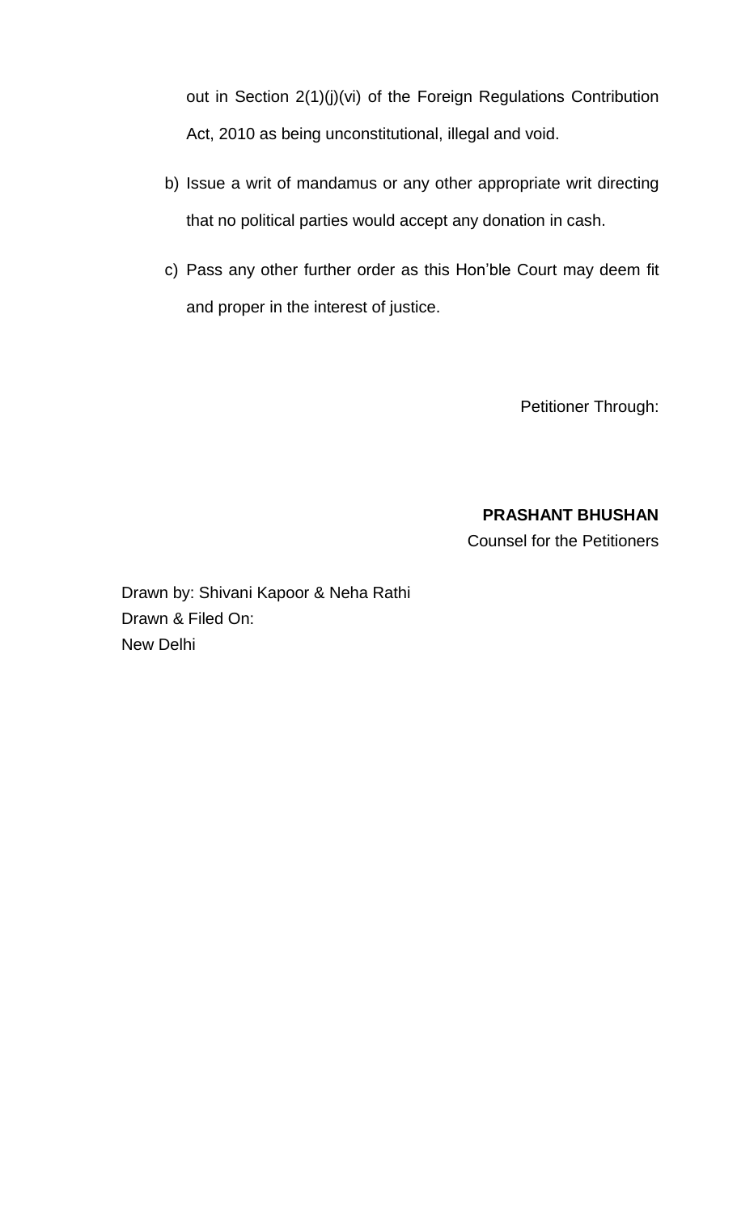out in Section 2(1)(j)(vi) of the Foreign Regulations Contribution Act, 2010 as being unconstitutional, illegal and void.

b) Issue a writ of mandamus or any other appropriate writ directing that no political parties would accept any donation in cash.

c) Pass any other further order as this Hon'ble Court may deem fit and proper in the interest of justice.

Petitioner Through:

**PRASHANT BHUSHAN**
Counsel for the Petitioners

Drawn by: Shivani Kapoor & Neha Rathi
Drawn & Filed On:
New Delhi